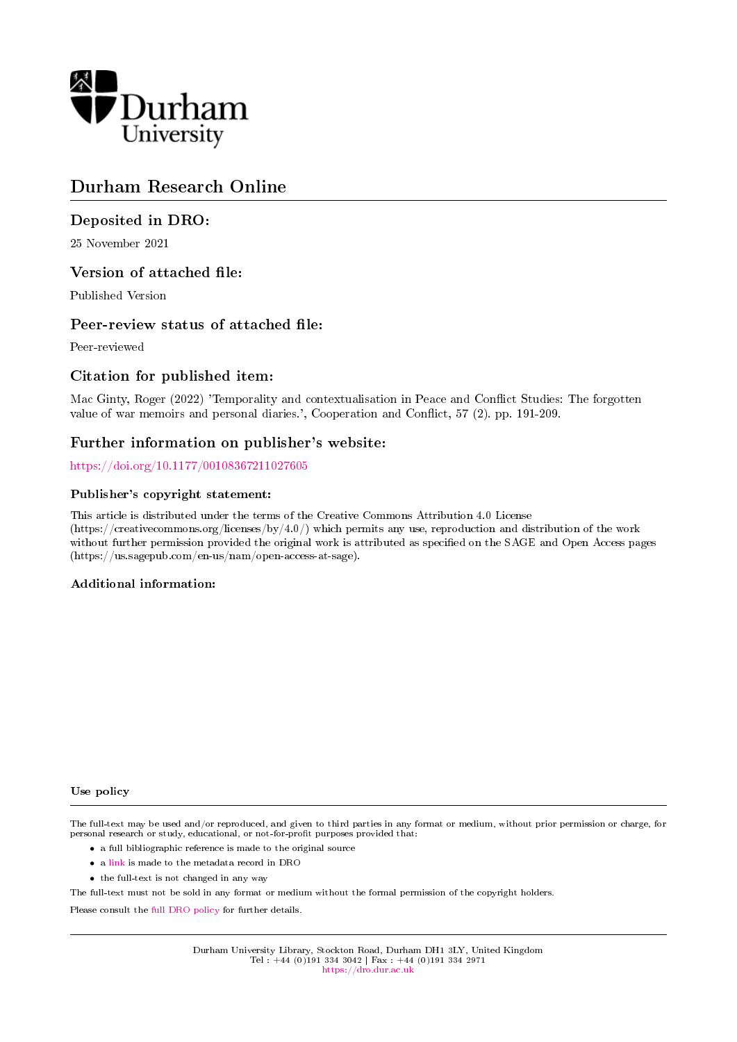Durham University

# Durham Research Online

## Deposited in DRO:

25 November 2021

## Version of attached file:

Published Version

## Peer-review status of attached file:

Peer-reviewed

## Citation for published item:

Mac Ginty, Roger (2022) 'Temporality and contextualisation in Peace and Conflict Studies: The forgotten value of war memoirs and personal diaries.', Cooperation and Conflict, 57 (2). pp. 191-209.

## Further information on publisher's website:

https://doi.org/10.1177/00108367211027605

### Publisher's copyright statement:

This article is distributed under the terms of the Creative Commons Attribution 4.0 License (https://creativecommons.org/licenses/by/4.0/) which permits any use, reproduction and distribution of the work without further permission provided the original work is attributed as specified on the SAGE and Open Access pages (https://us.sagepub.com/en-us/nam/open-access-at-sage).

### Additional information:

### Use policy

The full-text may be used and/or reproduced, and given to third parties in any format or medium, without prior permission or charge, for personal research or study, educational, or not-for-profit purposes provided that:

- a full bibliographic reference is made to the original source
- a link is made to the metadata record in DRO
- the full-text is not changed in any way

The full-text must not be sold in any format or medium without the formal permission of the copyright holders.

Please consult the full DRO policy for further details.

Durham University Library, Stockton Road, Durham DH1 3LY, United Kingdom
Tel : +44 (0)191 334 3042 | Fax : +44 (0)191 334 2971
https://dro.dur.ac.uk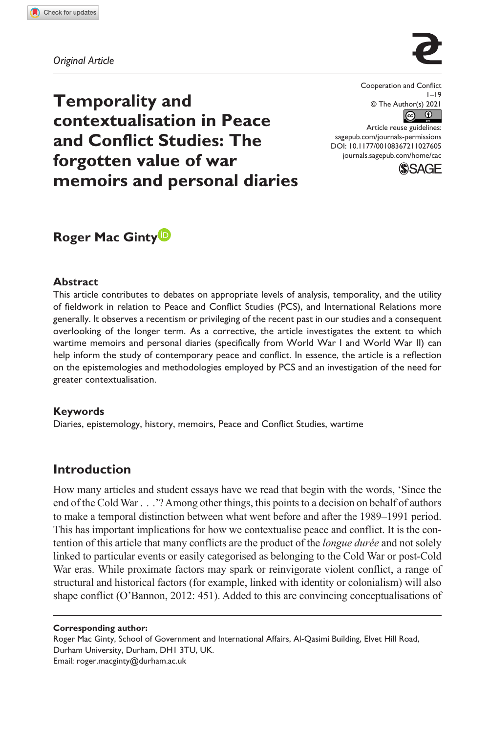Original Article

# Temporality and contextualisation in Peace and Conflict Studies: The forgotten value of war memoirs and personal diaries

Cooperation and Conflict
1–19
© The Author(s) 2021
Article reuse guidelines:
sagepub.com/journals-permissions
DOI: 10.1177/00108367211027605
journals.sagepub.com/home/cac

**Roger Mac Ginty**

## Abstract

This article contributes to debates on appropriate levels of analysis, temporality, and the utility of fieldwork in relation to Peace and Conflict Studies (PCS), and International Relations more generally. It observes a recentism or privileging of the recent past in our studies and a consequent overlooking of the longer term. As a corrective, the article investigates the extent to which wartime memoirs and personal diaries (specifically from World War I and World War II) can help inform the study of contemporary peace and conflict. In essence, the article is a reflection on the epistemologies and methodologies employed by PCS and an investigation of the need for greater contextualisation.

## Keywords

Diaries, epistemology, history, memoirs, Peace and Conflict Studies, wartime

## Introduction

How many articles and student essays have we read that begin with the words, 'Since the end of the Cold War . . .'? Among other things, this points to a decision on behalf of authors to make a temporal distinction between what went before and after the 1989–1991 period. This has important implications for how we contextualise peace and conflict. It is the contention of this article that many conflicts are the product of the *longue durée* and not solely linked to particular events or easily categorised as belonging to the Cold War or post-Cold War eras. While proximate factors may spark or reinvigorate violent conflict, a range of structural and historical factors (for example, linked with identity or colonialism) will also shape conflict (O'Bannon, 2012: 451). Added to this are convincing conceptualisations of

**Corresponding author:**
Roger Mac Ginty, School of Government and International Affairs, Al-Qasimi Building, Elvet Hill Road, Durham University, Durham, DH1 3TU, UK.
Email: roger.macginty@durham.ac.uk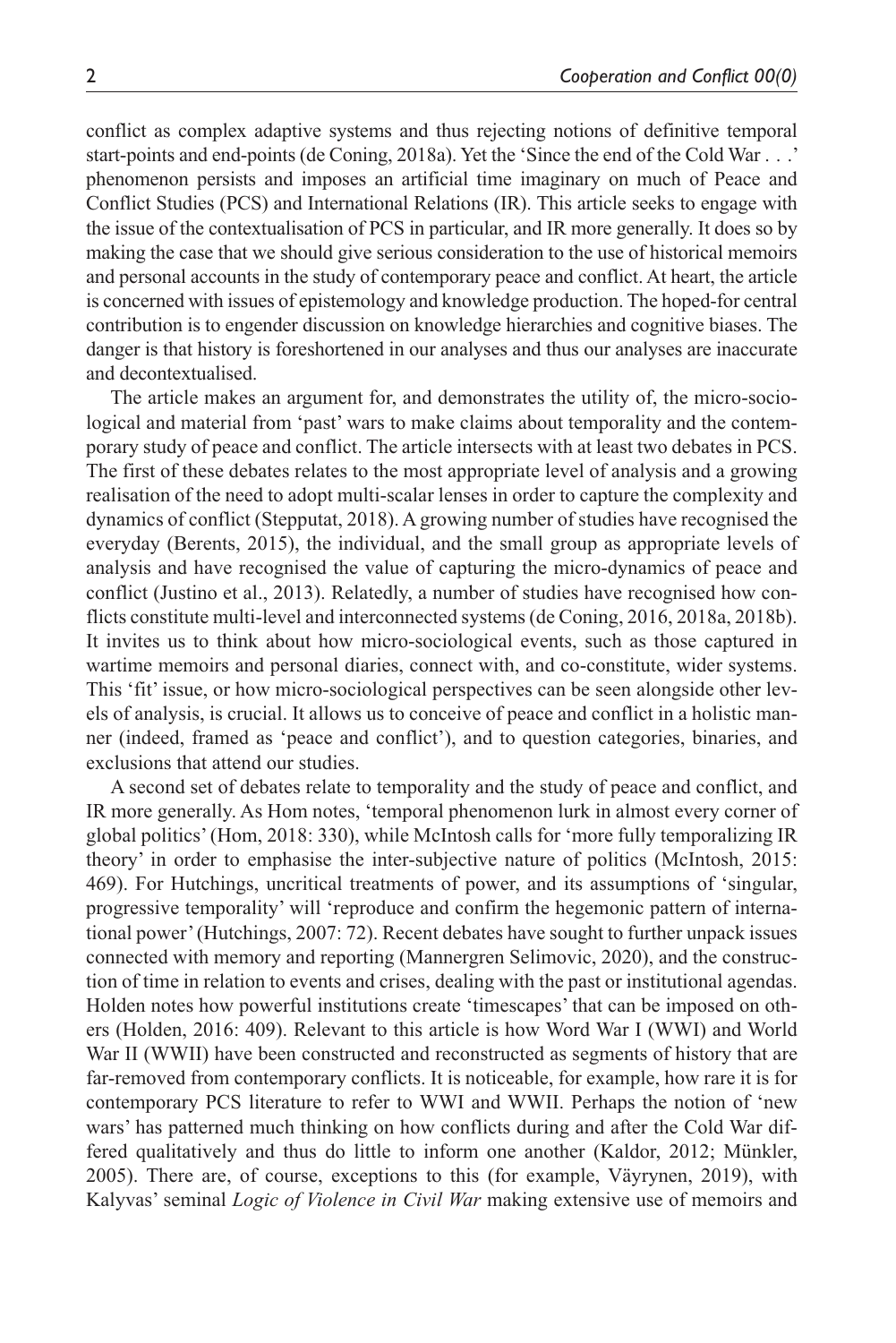conflict as complex adaptive systems and thus rejecting notions of definitive temporal start-points and end-points (de Coning, 2018a). Yet the 'Since the end of the Cold War . . .' phenomenon persists and imposes an artificial time imaginary on much of Peace and Conflict Studies (PCS) and International Relations (IR). This article seeks to engage with the issue of the contextualisation of PCS in particular, and IR more generally. It does so by making the case that we should give serious consideration to the use of historical memoirs and personal accounts in the study of contemporary peace and conflict. At heart, the article is concerned with issues of epistemology and knowledge production. The hoped-for central contribution is to engender discussion on knowledge hierarchies and cognitive biases. The danger is that history is foreshortened in our analyses and thus our analyses are inaccurate and decontextualised.

The article makes an argument for, and demonstrates the utility of, the micro-sociological and material from 'past' wars to make claims about temporality and the contemporary study of peace and conflict. The article intersects with at least two debates in PCS. The first of these debates relates to the most appropriate level of analysis and a growing realisation of the need to adopt multi-scalar lenses in order to capture the complexity and dynamics of conflict (Stepputat, 2018). A growing number of studies have recognised the everyday (Berents, 2015), the individual, and the small group as appropriate levels of analysis and have recognised the value of capturing the micro-dynamics of peace and conflict (Justino et al., 2013). Relatedly, a number of studies have recognised how conflicts constitute multi-level and interconnected systems (de Coning, 2016, 2018a, 2018b). It invites us to think about how micro-sociological events, such as those captured in wartime memoirs and personal diaries, connect with, and co-constitute, wider systems. This 'fit' issue, or how micro-sociological perspectives can be seen alongside other levels of analysis, is crucial. It allows us to conceive of peace and conflict in a holistic manner (indeed, framed as 'peace and conflict'), and to question categories, binaries, and exclusions that attend our studies.

A second set of debates relate to temporality and the study of peace and conflict, and IR more generally. As Hom notes, 'temporal phenomenon lurk in almost every corner of global politics' (Hom, 2018: 330), while McIntosh calls for 'more fully temporalizing IR theory' in order to emphasise the inter-subjective nature of politics (McIntosh, 2015: 469). For Hutchings, uncritical treatments of power, and its assumptions of 'singular, progressive temporality' will 'reproduce and confirm the hegemonic pattern of international power' (Hutchings, 2007: 72). Recent debates have sought to further unpack issues connected with memory and reporting (Mannergren Selimovic, 2020), and the construction of time in relation to events and crises, dealing with the past or institutional agendas. Holden notes how powerful institutions create 'timescapes' that can be imposed on others (Holden, 2016: 409). Relevant to this article is how Word War I (WWI) and World War II (WWII) have been constructed and reconstructed as segments of history that are far-removed from contemporary conflicts. It is noticeable, for example, how rare it is for contemporary PCS literature to refer to WWI and WWII. Perhaps the notion of 'new wars' has patterned much thinking on how conflicts during and after the Cold War differed qualitatively and thus do little to inform one another (Kaldor, 2012; Münkler, 2005). There are, of course, exceptions to this (for example, Väyrynen, 2019), with Kalyvas' seminal *Logic of Violence in Civil War* making extensive use of memoirs and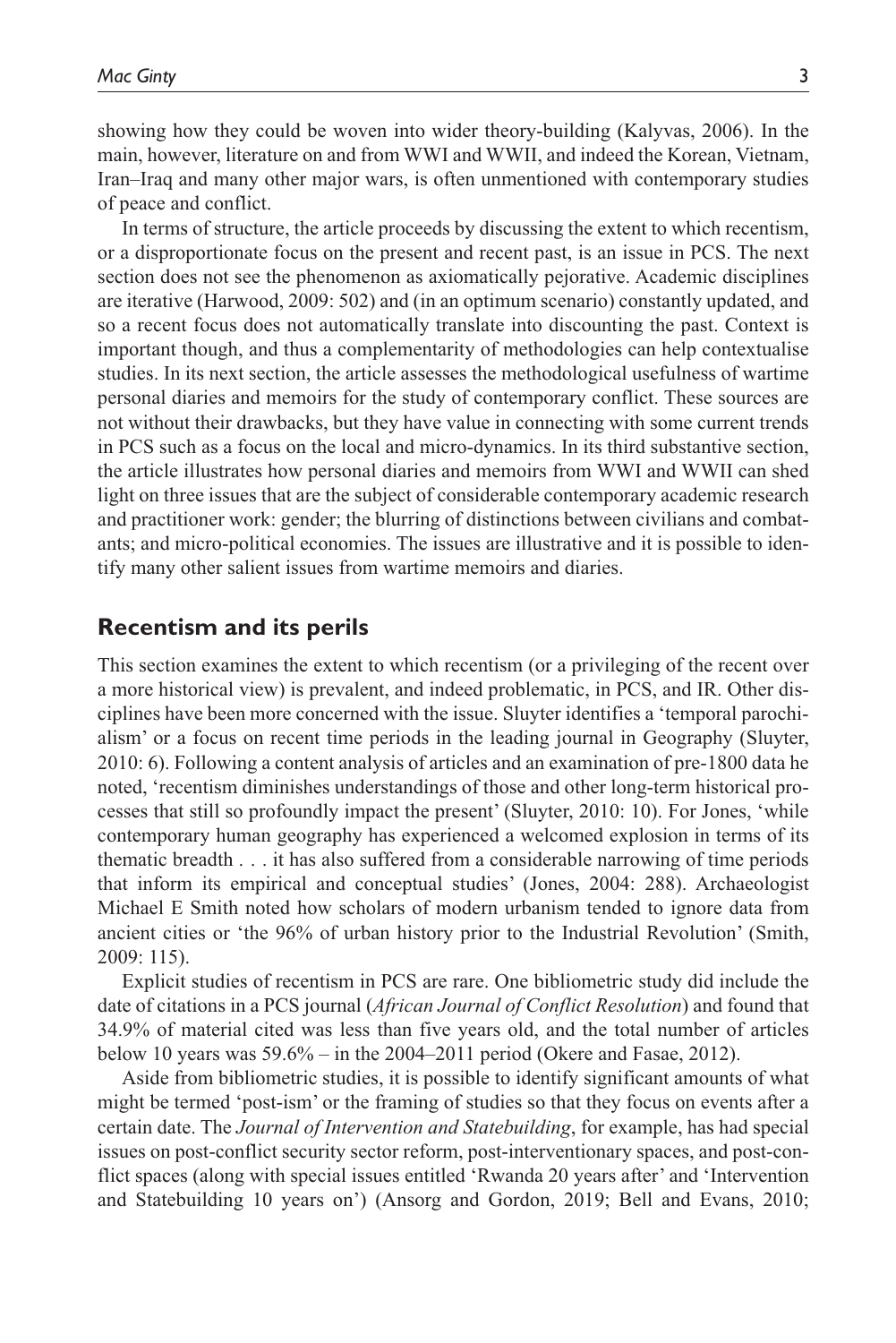showing how they could be woven into wider theory-building (Kalyvas, 2006). In the main, however, literature on and from WWI and WWII, and indeed the Korean, Vietnam, Iran–Iraq and many other major wars, is often unmentioned with contemporary studies of peace and conflict.

In terms of structure, the article proceeds by discussing the extent to which recentism, or a disproportionate focus on the present and recent past, is an issue in PCS. The next section does not see the phenomenon as axiomatically pejorative. Academic disciplines are iterative (Harwood, 2009: 502) and (in an optimum scenario) constantly updated, and so a recent focus does not automatically translate into discounting the past. Context is important though, and thus a complementarity of methodologies can help contextualise studies. In its next section, the article assesses the methodological usefulness of wartime personal diaries and memoirs for the study of contemporary conflict. These sources are not without their drawbacks, but they have value in connecting with some current trends in PCS such as a focus on the local and micro-dynamics. In its third substantive section, the article illustrates how personal diaries and memoirs from WWI and WWII can shed light on three issues that are the subject of considerable contemporary academic research and practitioner work: gender; the blurring of distinctions between civilians and combatants; and micro-political economies. The issues are illustrative and it is possible to identify many other salient issues from wartime memoirs and diaries.

## Recentism and its perils

This section examines the extent to which recentism (or a privileging of the recent over a more historical view) is prevalent, and indeed problematic, in PCS, and IR. Other disciplines have been more concerned with the issue. Sluyter identifies a 'temporal parochialism' or a focus on recent time periods in the leading journal in Geography (Sluyter, 2010: 6). Following a content analysis of articles and an examination of pre-1800 data he noted, 'recentism diminishes understandings of those and other long-term historical processes that still so profoundly impact the present' (Sluyter, 2010: 10). For Jones, 'while contemporary human geography has experienced a welcomed explosion in terms of its thematic breadth . . . it has also suffered from a considerable narrowing of time periods that inform its empirical and conceptual studies' (Jones, 2004: 288). Archaeologist Michael E Smith noted how scholars of modern urbanism tended to ignore data from ancient cities or 'the 96% of urban history prior to the Industrial Revolution' (Smith, 2009: 115).

Explicit studies of recentism in PCS are rare. One bibliometric study did include the date of citations in a PCS journal (*African Journal of Conflict Resolution*) and found that 34.9% of material cited was less than five years old, and the total number of articles below 10 years was 59.6% – in the 2004–2011 period (Okere and Fasae, 2012).

Aside from bibliometric studies, it is possible to identify significant amounts of what might be termed 'post-ism' or the framing of studies so that they focus on events after a certain date. The *Journal of Intervention and Statebuilding*, for example, has had special issues on post-conflict security sector reform, post-interventionary spaces, and post-conflict spaces (along with special issues entitled 'Rwanda 20 years after' and 'Intervention and Statebuilding 10 years on') (Ansorg and Gordon, 2019; Bell and Evans, 2010;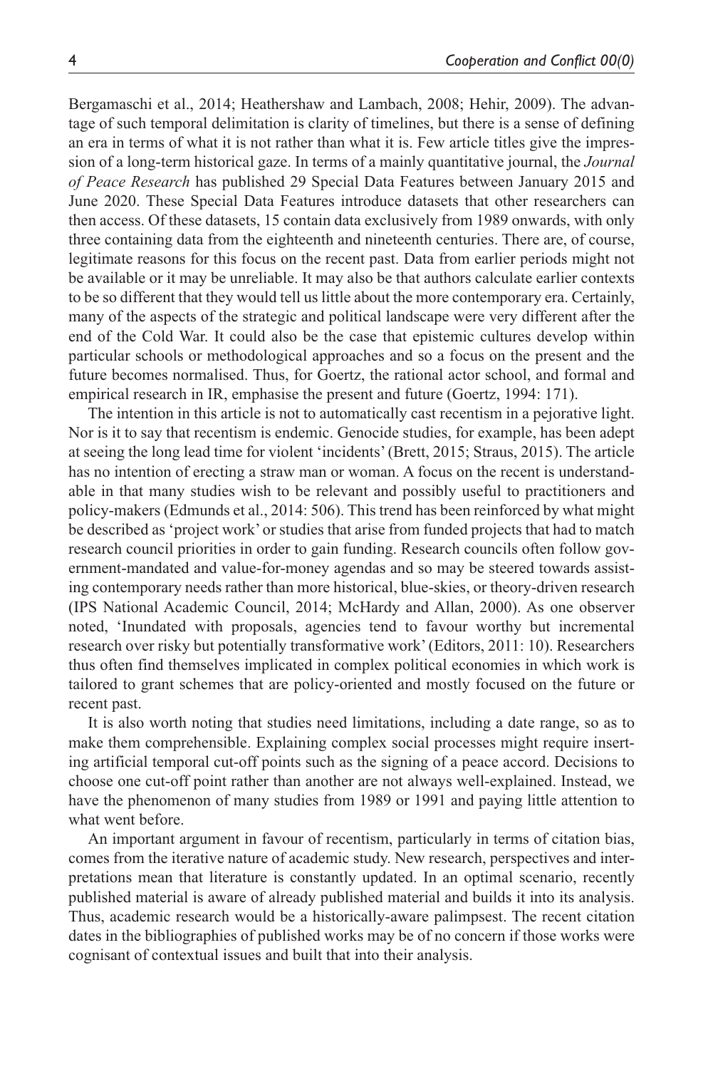Bergamaschi et al., 2014; Heathershaw and Lambach, 2008; Hehir, 2009). The advantage of such temporal delimitation is clarity of timelines, but there is a sense of defining an era in terms of what it is not rather than what it is. Few article titles give the impression of a long-term historical gaze. In terms of a mainly quantitative journal, the *Journal of Peace Research* has published 29 Special Data Features between January 2015 and June 2020. These Special Data Features introduce datasets that other researchers can then access. Of these datasets, 15 contain data exclusively from 1989 onwards, with only three containing data from the eighteenth and nineteenth centuries. There are, of course, legitimate reasons for this focus on the recent past. Data from earlier periods might not be available or it may be unreliable. It may also be that authors calculate earlier contexts to be so different that they would tell us little about the more contemporary era. Certainly, many of the aspects of the strategic and political landscape were very different after the end of the Cold War. It could also be the case that epistemic cultures develop within particular schools or methodological approaches and so a focus on the present and the future becomes normalised. Thus, for Goertz, the rational actor school, and formal and empirical research in IR, emphasise the present and future (Goertz, 1994: 171).

The intention in this article is not to automatically cast recentism in a pejorative light. Nor is it to say that recentism is endemic. Genocide studies, for example, has been adept at seeing the long lead time for violent 'incidents' (Brett, 2015; Straus, 2015). The article has no intention of erecting a straw man or woman. A focus on the recent is understandable in that many studies wish to be relevant and possibly useful to practitioners and policy-makers (Edmunds et al., 2014: 506). This trend has been reinforced by what might be described as 'project work' or studies that arise from funded projects that had to match research council priorities in order to gain funding. Research councils often follow government-mandated and value-for-money agendas and so may be steered towards assisting contemporary needs rather than more historical, blue-skies, or theory-driven research (IPS National Academic Council, 2014; McHardy and Allan, 2000). As one observer noted, 'Inundated with proposals, agencies tend to favour worthy but incremental research over risky but potentially transformative work' (Editors, 2011: 10). Researchers thus often find themselves implicated in complex political economies in which work is tailored to grant schemes that are policy-oriented and mostly focused on the future or recent past.

It is also worth noting that studies need limitations, including a date range, so as to make them comprehensible. Explaining complex social processes might require inserting artificial temporal cut-off points such as the signing of a peace accord. Decisions to choose one cut-off point rather than another are not always well-explained. Instead, we have the phenomenon of many studies from 1989 or 1991 and paying little attention to what went before.

An important argument in favour of recentism, particularly in terms of citation bias, comes from the iterative nature of academic study. New research, perspectives and interpretations mean that literature is constantly updated. In an optimal scenario, recently published material is aware of already published material and builds it into its analysis. Thus, academic research would be a historically-aware palimpsest. The recent citation dates in the bibliographies of published works may be of no concern if those works were cognisant of contextual issues and built that into their analysis.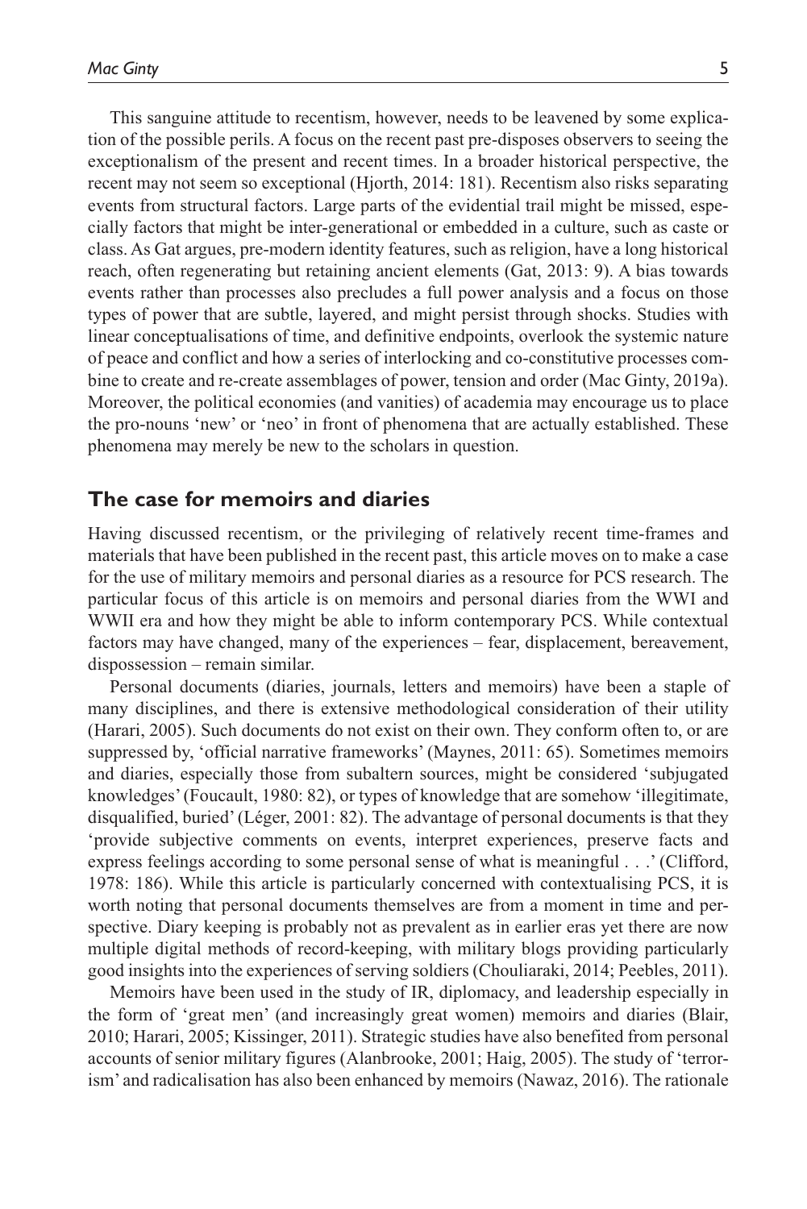This sanguine attitude to recentism, however, needs to be leavened by some explication of the possible perils. A focus on the recent past pre-disposes observers to seeing the exceptionalism of the present and recent times. In a broader historical perspective, the recent may not seem so exceptional (Hjorth, 2014: 181). Recentism also risks separating events from structural factors. Large parts of the evidential trail might be missed, especially factors that might be inter-generational or embedded in a culture, such as caste or class. As Gat argues, pre-modern identity features, such as religion, have a long historical reach, often regenerating but retaining ancient elements (Gat, 2013: 9). A bias towards events rather than processes also precludes a full power analysis and a focus on those types of power that are subtle, layered, and might persist through shocks. Studies with linear conceptualisations of time, and definitive endpoints, overlook the systemic nature of peace and conflict and how a series of interlocking and co-constitutive processes combine to create and re-create assemblages of power, tension and order (Mac Ginty, 2019a). Moreover, the political economies (and vanities) of academia may encourage us to place the pro-nouns 'new' or 'neo' in front of phenomena that are actually established. These phenomena may merely be new to the scholars in question.

## The case for memoirs and diaries

Having discussed recentism, or the privileging of relatively recent time-frames and materials that have been published in the recent past, this article moves on to make a case for the use of military memoirs and personal diaries as a resource for PCS research. The particular focus of this article is on memoirs and personal diaries from the WWI and WWII era and how they might be able to inform contemporary PCS. While contextual factors may have changed, many of the experiences – fear, displacement, bereavement, dispossession – remain similar.

Personal documents (diaries, journals, letters and memoirs) have been a staple of many disciplines, and there is extensive methodological consideration of their utility (Harari, 2005). Such documents do not exist on their own. They conform often to, or are suppressed by, 'official narrative frameworks' (Maynes, 2011: 65). Sometimes memoirs and diaries, especially those from subaltern sources, might be considered 'subjugated knowledges' (Foucault, 1980: 82), or types of knowledge that are somehow 'illegitimate, disqualified, buried' (Léger, 2001: 82). The advantage of personal documents is that they 'provide subjective comments on events, interpret experiences, preserve facts and express feelings according to some personal sense of what is meaningful . . .' (Clifford, 1978: 186). While this article is particularly concerned with contextualising PCS, it is worth noting that personal documents themselves are from a moment in time and perspective. Diary keeping is probably not as prevalent as in earlier eras yet there are now multiple digital methods of record-keeping, with military blogs providing particularly good insights into the experiences of serving soldiers (Chouliaraki, 2014; Peebles, 2011).

Memoirs have been used in the study of IR, diplomacy, and leadership especially in the form of 'great men' (and increasingly great women) memoirs and diaries (Blair, 2010; Harari, 2005; Kissinger, 2011). Strategic studies have also benefited from personal accounts of senior military figures (Alanbrooke, 2001; Haig, 2005). The study of 'terrorism' and radicalisation has also been enhanced by memoirs (Nawaz, 2016). The rationale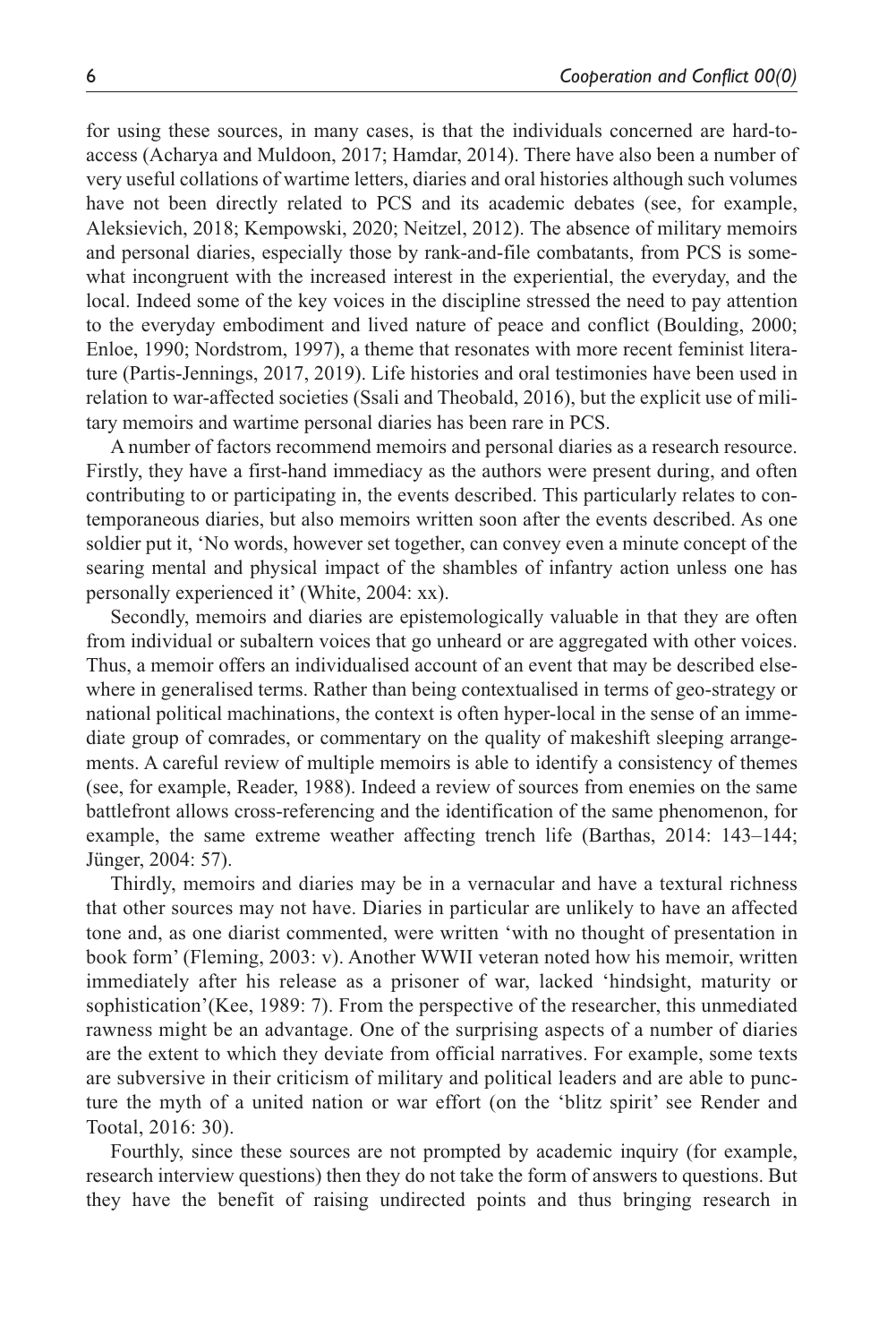for using these sources, in many cases, is that the individuals concerned are hard-to-access (Acharya and Muldoon, 2017; Hamdar, 2014). There have also been a number of very useful collations of wartime letters, diaries and oral histories although such volumes have not been directly related to PCS and its academic debates (see, for example, Aleksievich, 2018; Kempowski, 2020; Neitzel, 2012). The absence of military memoirs and personal diaries, especially those by rank-and-file combatants, from PCS is somewhat incongruent with the increased interest in the experiential, the everyday, and the local. Indeed some of the key voices in the discipline stressed the need to pay attention to the everyday embodiment and lived nature of peace and conflict (Boulding, 2000; Enloe, 1990; Nordstrom, 1997), a theme that resonates with more recent feminist literature (Partis-Jennings, 2017, 2019). Life histories and oral testimonies have been used in relation to war-affected societies (Ssali and Theobald, 2016), but the explicit use of military memoirs and wartime personal diaries has been rare in PCS.

A number of factors recommend memoirs and personal diaries as a research resource. Firstly, they have a first-hand immediacy as the authors were present during, and often contributing to or participating in, the events described. This particularly relates to contemporaneous diaries, but also memoirs written soon after the events described. As one soldier put it, 'No words, however set together, can convey even a minute concept of the searing mental and physical impact of the shambles of infantry action unless one has personally experienced it' (White, 2004: xx).

Secondly, memoirs and diaries are epistemologically valuable in that they are often from individual or subaltern voices that go unheard or are aggregated with other voices. Thus, a memoir offers an individualised account of an event that may be described elsewhere in generalised terms. Rather than being contextualised in terms of geo-strategy or national political machinations, the context is often hyper-local in the sense of an immediate group of comrades, or commentary on the quality of makeshift sleeping arrangements. A careful review of multiple memoirs is able to identify a consistency of themes (see, for example, Reader, 1988). Indeed a review of sources from enemies on the same battlefront allows cross-referencing and the identification of the same phenomenon, for example, the same extreme weather affecting trench life (Barthas, 2014: 143–144; Jünger, 2004: 57).

Thirdly, memoirs and diaries may be in a vernacular and have a textural richness that other sources may not have. Diaries in particular are unlikely to have an affected tone and, as one diarist commented, were written 'with no thought of presentation in book form' (Fleming, 2003: v). Another WWII veteran noted how his memoir, written immediately after his release as a prisoner of war, lacked 'hindsight, maturity or sophistication'(Kee, 1989: 7). From the perspective of the researcher, this unmediated rawness might be an advantage. One of the surprising aspects of a number of diaries are the extent to which they deviate from official narratives. For example, some texts are subversive in their criticism of military and political leaders and are able to puncture the myth of a united nation or war effort (on the 'blitz spirit' see Render and Tootal, 2016: 30).

Fourthly, since these sources are not prompted by academic inquiry (for example, research interview questions) then they do not take the form of answers to questions. But they have the benefit of raising undirected points and thus bringing research in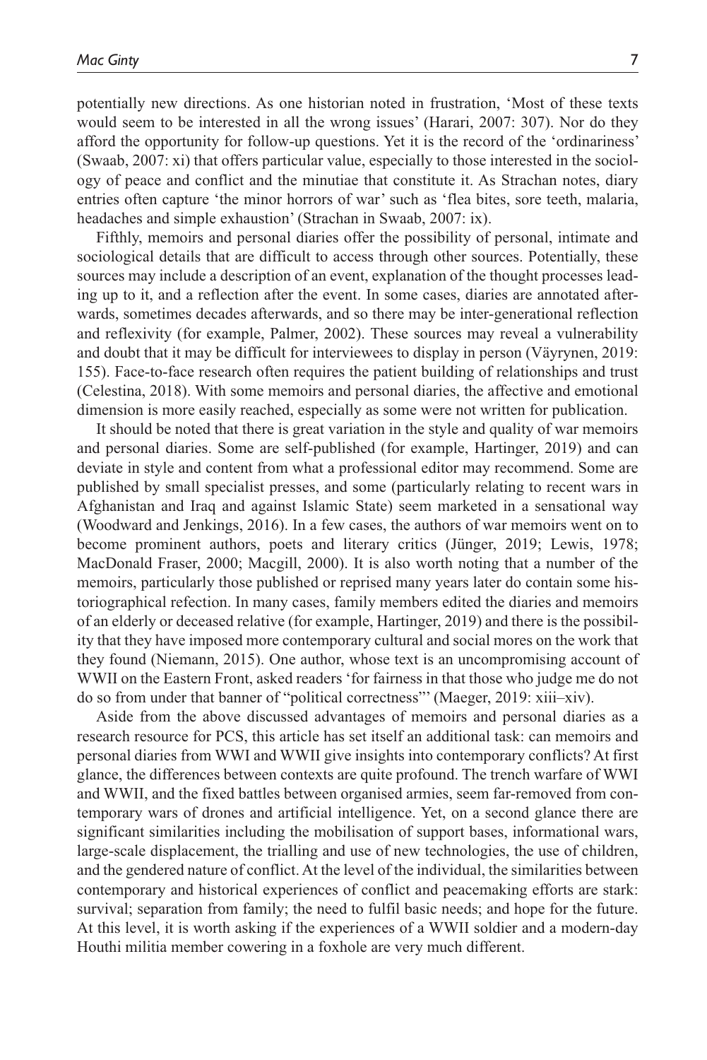potentially new directions. As one historian noted in frustration, 'Most of these texts would seem to be interested in all the wrong issues' (Harari, 2007: 307). Nor do they afford the opportunity for follow-up questions. Yet it is the record of the 'ordinariness' (Swaab, 2007: xi) that offers particular value, especially to those interested in the sociology of peace and conflict and the minutiae that constitute it. As Strachan notes, diary entries often capture 'the minor horrors of war' such as 'flea bites, sore teeth, malaria, headaches and simple exhaustion' (Strachan in Swaab, 2007: ix).

Fifthly, memoirs and personal diaries offer the possibility of personal, intimate and sociological details that are difficult to access through other sources. Potentially, these sources may include a description of an event, explanation of the thought processes leading up to it, and a reflection after the event. In some cases, diaries are annotated afterwards, sometimes decades afterwards, and so there may be inter-generational reflection and reflexivity (for example, Palmer, 2002). These sources may reveal a vulnerability and doubt that it may be difficult for interviewees to display in person (Väyrynen, 2019: 155). Face-to-face research often requires the patient building of relationships and trust (Celestina, 2018). With some memoirs and personal diaries, the affective and emotional dimension is more easily reached, especially as some were not written for publication.

It should be noted that there is great variation in the style and quality of war memoirs and personal diaries. Some are self-published (for example, Hartinger, 2019) and can deviate in style and content from what a professional editor may recommend. Some are published by small specialist presses, and some (particularly relating to recent wars in Afghanistan and Iraq and against Islamic State) seem marketed in a sensational way (Woodward and Jenkings, 2016). In a few cases, the authors of war memoirs went on to become prominent authors, poets and literary critics (Jünger, 2019; Lewis, 1978; MacDonald Fraser, 2000; Macgill, 2000). It is also worth noting that a number of the memoirs, particularly those published or reprised many years later do contain some historiographical refection. In many cases, family members edited the diaries and memoirs of an elderly or deceased relative (for example, Hartinger, 2019) and there is the possibility that they have imposed more contemporary cultural and social mores on the work that they found (Niemann, 2015). One author, whose text is an uncompromising account of WWII on the Eastern Front, asked readers 'for fairness in that those who judge me do not do so from under that banner of "political correctness"' (Maeger, 2019: xiii–xiv).

Aside from the above discussed advantages of memoirs and personal diaries as a research resource for PCS, this article has set itself an additional task: can memoirs and personal diaries from WWI and WWII give insights into contemporary conflicts? At first glance, the differences between contexts are quite profound. The trench warfare of WWI and WWII, and the fixed battles between organised armies, seem far-removed from contemporary wars of drones and artificial intelligence. Yet, on a second glance there are significant similarities including the mobilisation of support bases, informational wars, large-scale displacement, the trialling and use of new technologies, the use of children, and the gendered nature of conflict. At the level of the individual, the similarities between contemporary and historical experiences of conflict and peacemaking efforts are stark: survival; separation from family; the need to fulfil basic needs; and hope for the future. At this level, it is worth asking if the experiences of a WWII soldier and a modern-day Houthi militia member cowering in a foxhole are very much different.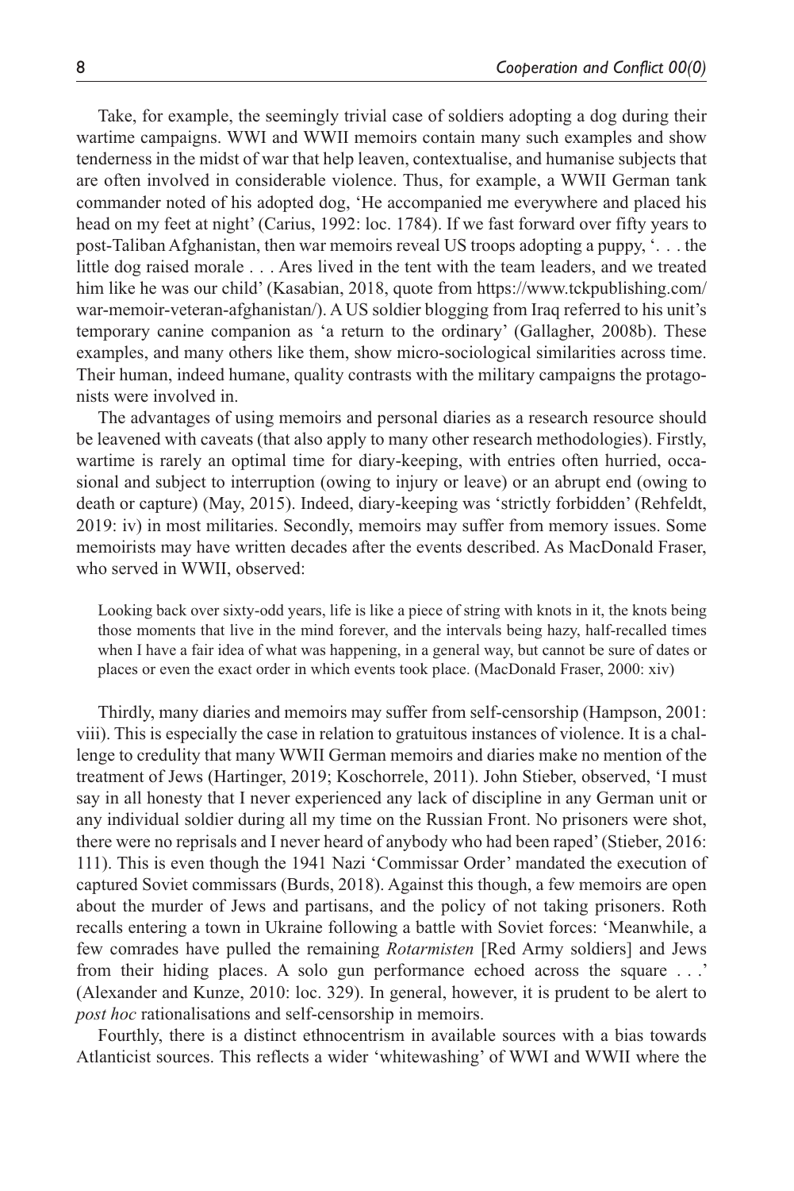Take, for example, the seemingly trivial case of soldiers adopting a dog during their wartime campaigns. WWI and WWII memoirs contain many such examples and show tenderness in the midst of war that help leaven, contextualise, and humanise subjects that are often involved in considerable violence. Thus, for example, a WWII German tank commander noted of his adopted dog, 'He accompanied me everywhere and placed his head on my feet at night' (Carius, 1992: loc. 1784). If we fast forward over fifty years to post-Taliban Afghanistan, then war memoirs reveal US troops adopting a puppy, '. . . the little dog raised morale . . . Ares lived in the tent with the team leaders, and we treated him like he was our child' (Kasabian, 2018, quote from https://www.tckpublishing.com/war-memoir-veteran-afghanistan/). A US soldier blogging from Iraq referred to his unit's temporary canine companion as 'a return to the ordinary' (Gallagher, 2008b). These examples, and many others like them, show micro-sociological similarities across time. Their human, indeed humane, quality contrasts with the military campaigns the protagonists were involved in.

The advantages of using memoirs and personal diaries as a research resource should be leavened with caveats (that also apply to many other research methodologies). Firstly, wartime is rarely an optimal time for diary-keeping, with entries often hurried, occasional and subject to interruption (owing to injury or leave) or an abrupt end (owing to death or capture) (May, 2015). Indeed, diary-keeping was 'strictly forbidden' (Rehfeldt, 2019: iv) in most militaries. Secondly, memoirs may suffer from memory issues. Some memoirists may have written decades after the events described. As MacDonald Fraser, who served in WWII, observed:

> Looking back over sixty-odd years, life is like a piece of string with knots in it, the knots being those moments that live in the mind forever, and the intervals being hazy, half-recalled times when I have a fair idea of what was happening, in a general way, but cannot be sure of dates or places or even the exact order in which events took place. (MacDonald Fraser, 2000: xiv)

Thirdly, many diaries and memoirs may suffer from self-censorship (Hampson, 2001: viii). This is especially the case in relation to gratuitous instances of violence. It is a challenge to credulity that many WWII German memoirs and diaries make no mention of the treatment of Jews (Hartinger, 2019; Koschorrele, 2011). John Stieber, observed, 'I must say in all honesty that I never experienced any lack of discipline in any German unit or any individual soldier during all my time on the Russian Front. No prisoners were shot, there were no reprisals and I never heard of anybody who had been raped' (Stieber, 2016: 111). This is even though the 1941 Nazi 'Commissar Order' mandated the execution of captured Soviet commissars (Burds, 2018). Against this though, a few memoirs are open about the murder of Jews and partisans, and the policy of not taking prisoners. Roth recalls entering a town in Ukraine following a battle with Soviet forces: 'Meanwhile, a few comrades have pulled the remaining *Rotarmisten* [Red Army soldiers] and Jews from their hiding places. A solo gun performance echoed across the square . . .' (Alexander and Kunze, 2010: loc. 329). In general, however, it is prudent to be alert to *post hoc* rationalisations and self-censorship in memoirs.

Fourthly, there is a distinct ethnocentrism in available sources with a bias towards Atlanticist sources. This reflects a wider 'whitewashing' of WWI and WWII where the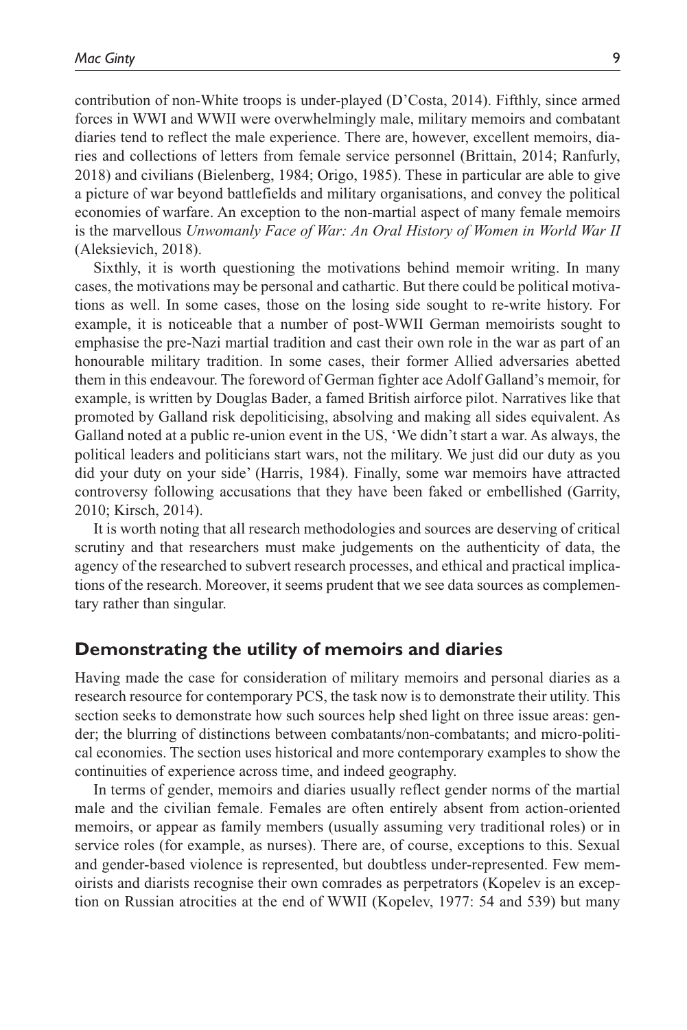contribution of non-White troops is under-played (D'Costa, 2014). Fifthly, since armed forces in WWI and WWII were overwhelmingly male, military memoirs and combatant diaries tend to reflect the male experience. There are, however, excellent memoirs, diaries and collections of letters from female service personnel (Brittain, 2014; Ranfurly, 2018) and civilians (Bielenberg, 1984; Origo, 1985). These in particular are able to give a picture of war beyond battlefields and military organisations, and convey the political economies of warfare. An exception to the non-martial aspect of many female memoirs is the marvellous *Unwomanly Face of War: An Oral History of Women in World War II* (Aleksievich, 2018).

Sixthly, it is worth questioning the motivations behind memoir writing. In many cases, the motivations may be personal and cathartic. But there could be political motivations as well. In some cases, those on the losing side sought to re-write history. For example, it is noticeable that a number of post-WWII German memoirists sought to emphasise the pre-Nazi martial tradition and cast their own role in the war as part of an honourable military tradition. In some cases, their former Allied adversaries abetted them in this endeavour. The foreword of German fighter ace Adolf Galland's memoir, for example, is written by Douglas Bader, a famed British airforce pilot. Narratives like that promoted by Galland risk depoliticising, absolving and making all sides equivalent. As Galland noted at a public re-union event in the US, 'We didn't start a war. As always, the political leaders and politicians start wars, not the military. We just did our duty as you did your duty on your side' (Harris, 1984). Finally, some war memoirs have attracted controversy following accusations that they have been faked or embellished (Garrity, 2010; Kirsch, 2014).

It is worth noting that all research methodologies and sources are deserving of critical scrutiny and that researchers must make judgements on the authenticity of data, the agency of the researched to subvert research processes, and ethical and practical implications of the research. Moreover, it seems prudent that we see data sources as complementary rather than singular.

## Demonstrating the utility of memoirs and diaries

Having made the case for consideration of military memoirs and personal diaries as a research resource for contemporary PCS, the task now is to demonstrate their utility. This section seeks to demonstrate how such sources help shed light on three issue areas: gender; the blurring of distinctions between combatants/non-combatants; and micro-political economies. The section uses historical and more contemporary examples to show the continuities of experience across time, and indeed geography.

In terms of gender, memoirs and diaries usually reflect gender norms of the martial male and the civilian female. Females are often entirely absent from action-oriented memoirs, or appear as family members (usually assuming very traditional roles) or in service roles (for example, as nurses). There are, of course, exceptions to this. Sexual and gender-based violence is represented, but doubtless under-represented. Few memoirists and diarists recognise their own comrades as perpetrators (Kopelev is an exception on Russian atrocities at the end of WWII (Kopelev, 1977: 54 and 539) but many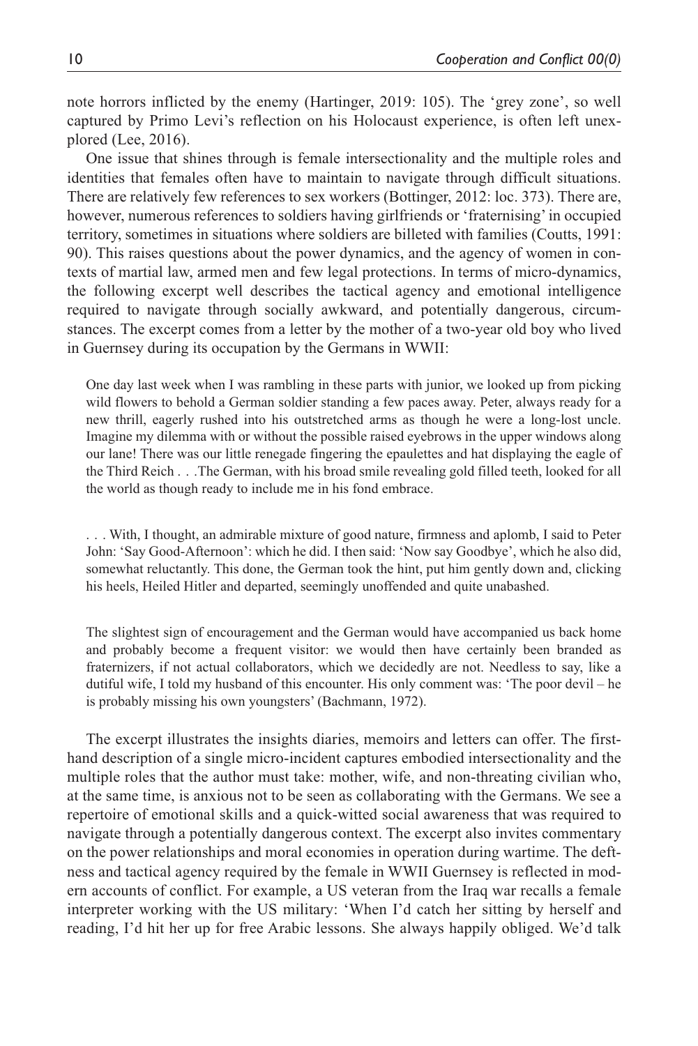note horrors inflicted by the enemy (Hartinger, 2019: 105). The 'grey zone', so well captured by Primo Levi's reflection on his Holocaust experience, is often left unexplored (Lee, 2016).

One issue that shines through is female intersectionality and the multiple roles and identities that females often have to maintain to navigate through difficult situations. There are relatively few references to sex workers (Bottinger, 2012: loc. 373). There are, however, numerous references to soldiers having girlfriends or 'fraternising' in occupied territory, sometimes in situations where soldiers are billeted with families (Coutts, 1991: 90). This raises questions about the power dynamics, and the agency of women in contexts of martial law, armed men and few legal protections. In terms of micro-dynamics, the following excerpt well describes the tactical agency and emotional intelligence required to navigate through socially awkward, and potentially dangerous, circumstances. The excerpt comes from a letter by the mother of a two-year old boy who lived in Guernsey during its occupation by the Germans in WWII:

> One day last week when I was rambling in these parts with junior, we looked up from picking wild flowers to behold a German soldier standing a few paces away. Peter, always ready for a new thrill, eagerly rushed into his outstretched arms as though he were a long-lost uncle. Imagine my dilemma with or without the possible raised eyebrows in the upper windows along our lane! There was our little renegade fingering the epaulettes and hat displaying the eagle of the Third Reich . . .The German, with his broad smile revealing gold filled teeth, looked for all the world as though ready to include me in his fond embrace.
>
> . . . With, I thought, an admirable mixture of good nature, firmness and aplomb, I said to Peter John: 'Say Good-Afternoon': which he did. I then said: 'Now say Goodbye', which he also did, somewhat reluctantly. This done, the German took the hint, put him gently down and, clicking his heels, Heiled Hitler and departed, seemingly unoffended and quite unabashed.
>
> The slightest sign of encouragement and the German would have accompanied us back home and probably become a frequent visitor: we would then have certainly been branded as fraternizers, if not actual collaborators, which we decidedly are not. Needless to say, like a dutiful wife, I told my husband of this encounter. His only comment was: 'The poor devil – he is probably missing his own youngsters' (Bachmann, 1972).

The excerpt illustrates the insights diaries, memoirs and letters can offer. The first-hand description of a single micro-incident captures embodied intersectionality and the multiple roles that the author must take: mother, wife, and non-threating civilian who, at the same time, is anxious not to be seen as collaborating with the Germans. We see a repertoire of emotional skills and a quick-witted social awareness that was required to navigate through a potentially dangerous context. The excerpt also invites commentary on the power relationships and moral economies in operation during wartime. The deftness and tactical agency required by the female in WWII Guernsey is reflected in modern accounts of conflict. For example, a US veteran from the Iraq war recalls a female interpreter working with the US military: 'When I'd catch her sitting by herself and reading, I'd hit her up for free Arabic lessons. She always happily obliged. We'd talk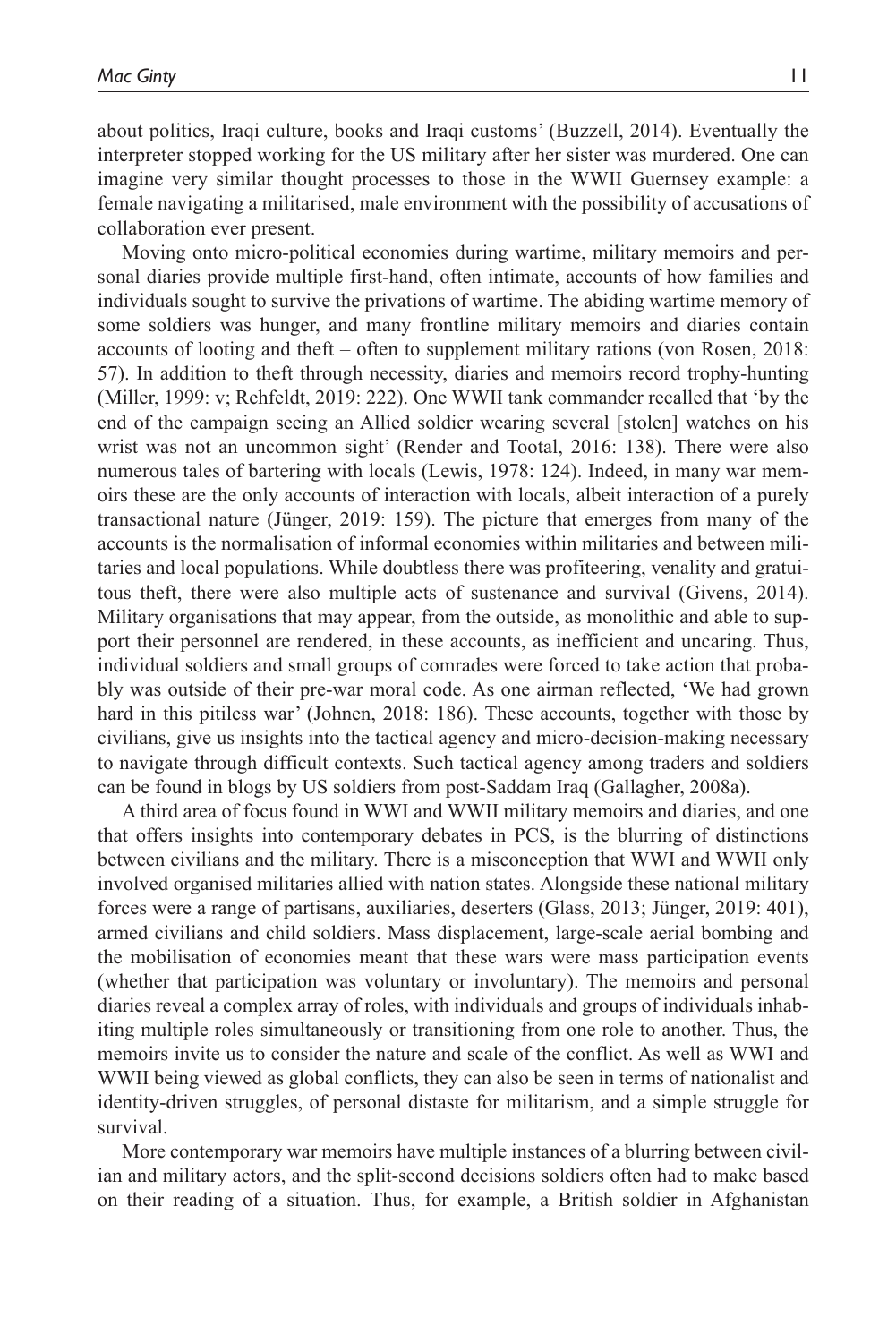about politics, Iraqi culture, books and Iraqi customs' (Buzzell, 2014). Eventually the interpreter stopped working for the US military after her sister was murdered. One can imagine very similar thought processes to those in the WWII Guernsey example: a female navigating a militarised, male environment with the possibility of accusations of collaboration ever present.

Moving onto micro-political economies during wartime, military memoirs and personal diaries provide multiple first-hand, often intimate, accounts of how families and individuals sought to survive the privations of wartime. The abiding wartime memory of some soldiers was hunger, and many frontline military memoirs and diaries contain accounts of looting and theft – often to supplement military rations (von Rosen, 2018: 57). In addition to theft through necessity, diaries and memoirs record trophy-hunting (Miller, 1999: v; Rehfeldt, 2019: 222). One WWII tank commander recalled that 'by the end of the campaign seeing an Allied soldier wearing several [stolen] watches on his wrist was not an uncommon sight' (Render and Tootal, 2016: 138). There were also numerous tales of bartering with locals (Lewis, 1978: 124). Indeed, in many war memoirs these are the only accounts of interaction with locals, albeit interaction of a purely transactional nature (Jünger, 2019: 159). The picture that emerges from many of the accounts is the normalisation of informal economies within militaries and between militaries and local populations. While doubtless there was profiteering, venality and gratuitous theft, there were also multiple acts of sustenance and survival (Givens, 2014). Military organisations that may appear, from the outside, as monolithic and able to support their personnel are rendered, in these accounts, as inefficient and uncaring. Thus, individual soldiers and small groups of comrades were forced to take action that probably was outside of their pre-war moral code. As one airman reflected, 'We had grown hard in this pitiless war' (Johnen, 2018: 186). These accounts, together with those by civilians, give us insights into the tactical agency and micro-decision-making necessary to navigate through difficult contexts. Such tactical agency among traders and soldiers can be found in blogs by US soldiers from post-Saddam Iraq (Gallagher, 2008a).

A third area of focus found in WWI and WWII military memoirs and diaries, and one that offers insights into contemporary debates in PCS, is the blurring of distinctions between civilians and the military. There is a misconception that WWI and WWII only involved organised militaries allied with nation states. Alongside these national military forces were a range of partisans, auxiliaries, deserters (Glass, 2013; Jünger, 2019: 401), armed civilians and child soldiers. Mass displacement, large-scale aerial bombing and the mobilisation of economies meant that these wars were mass participation events (whether that participation was voluntary or involuntary). The memoirs and personal diaries reveal a complex array of roles, with individuals and groups of individuals inhabiting multiple roles simultaneously or transitioning from one role to another. Thus, the memoirs invite us to consider the nature and scale of the conflict. As well as WWI and WWII being viewed as global conflicts, they can also be seen in terms of nationalist and identity-driven struggles, of personal distaste for militarism, and a simple struggle for survival.

More contemporary war memoirs have multiple instances of a blurring between civilian and military actors, and the split-second decisions soldiers often had to make based on their reading of a situation. Thus, for example, a British soldier in Afghanistan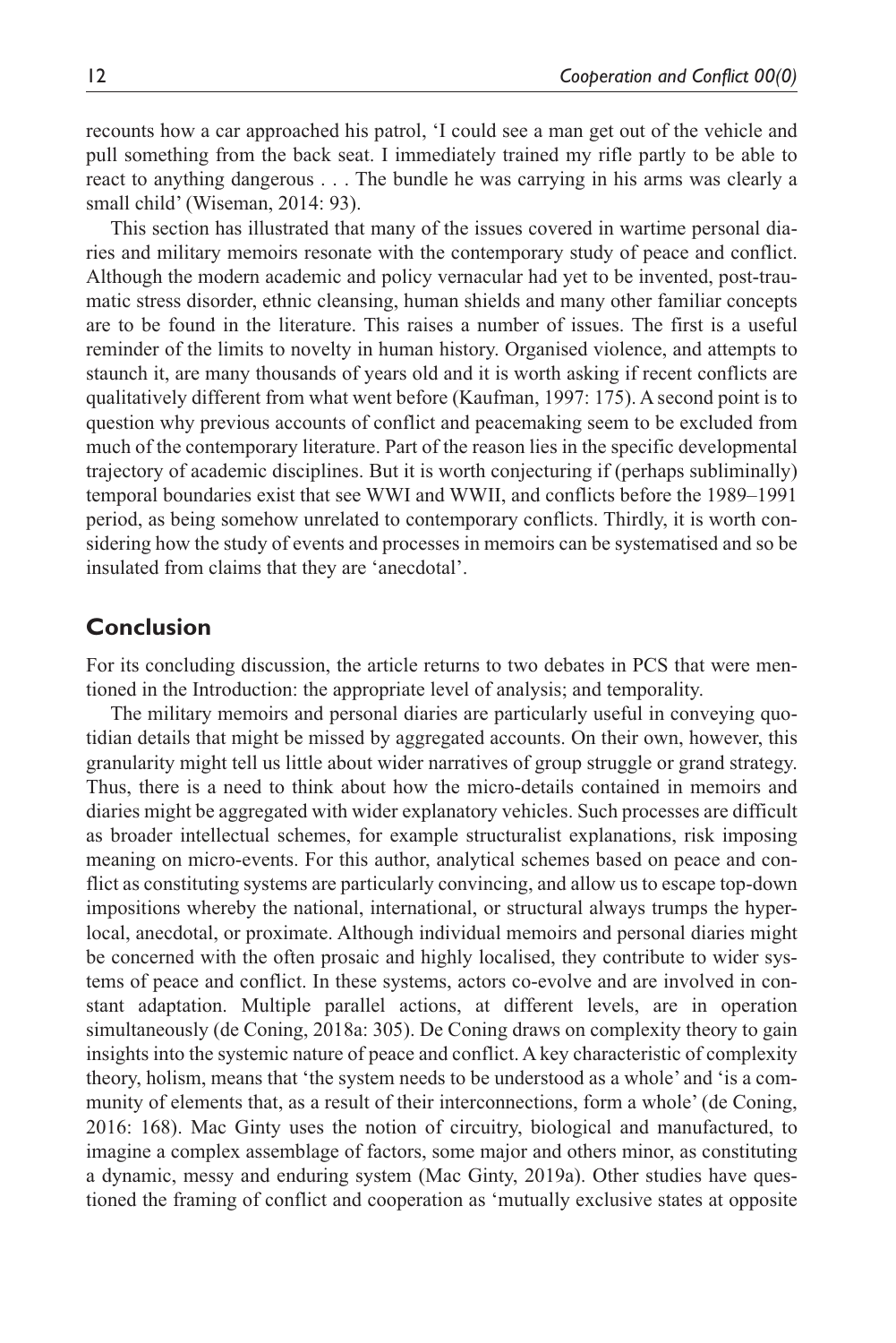recounts how a car approached his patrol, 'I could see a man get out of the vehicle and pull something from the back seat. I immediately trained my rifle partly to be able to react to anything dangerous . . . The bundle he was carrying in his arms was clearly a small child' (Wiseman, 2014: 93).

This section has illustrated that many of the issues covered in wartime personal diaries and military memoirs resonate with the contemporary study of peace and conflict. Although the modern academic and policy vernacular had yet to be invented, post-traumatic stress disorder, ethnic cleansing, human shields and many other familiar concepts are to be found in the literature. This raises a number of issues. The first is a useful reminder of the limits to novelty in human history. Organised violence, and attempts to staunch it, are many thousands of years old and it is worth asking if recent conflicts are qualitatively different from what went before (Kaufman, 1997: 175). A second point is to question why previous accounts of conflict and peacemaking seem to be excluded from much of the contemporary literature. Part of the reason lies in the specific developmental trajectory of academic disciplines. But it is worth conjecturing if (perhaps subliminally) temporal boundaries exist that see WWI and WWII, and conflicts before the 1989–1991 period, as being somehow unrelated to contemporary conflicts. Thirdly, it is worth considering how the study of events and processes in memoirs can be systematised and so be insulated from claims that they are 'anecdotal'.

## Conclusion

For its concluding discussion, the article returns to two debates in PCS that were mentioned in the Introduction: the appropriate level of analysis; and temporality.

The military memoirs and personal diaries are particularly useful in conveying quotidian details that might be missed by aggregated accounts. On their own, however, this granularity might tell us little about wider narratives of group struggle or grand strategy. Thus, there is a need to think about how the micro-details contained in memoirs and diaries might be aggregated with wider explanatory vehicles. Such processes are difficult as broader intellectual schemes, for example structuralist explanations, risk imposing meaning on micro-events. For this author, analytical schemes based on peace and conflict as constituting systems are particularly convincing, and allow us to escape top-down impositions whereby the national, international, or structural always trumps the hyper-local, anecdotal, or proximate. Although individual memoirs and personal diaries might be concerned with the often prosaic and highly localised, they contribute to wider systems of peace and conflict. In these systems, actors co-evolve and are involved in constant adaptation. Multiple parallel actions, at different levels, are in operation simultaneously (de Coning, 2018a: 305). De Coning draws on complexity theory to gain insights into the systemic nature of peace and conflict. A key characteristic of complexity theory, holism, means that 'the system needs to be understood as a whole' and 'is a community of elements that, as a result of their interconnections, form a whole' (de Coning, 2016: 168). Mac Ginty uses the notion of circuitry, biological and manufactured, to imagine a complex assemblage of factors, some major and others minor, as constituting a dynamic, messy and enduring system (Mac Ginty, 2019a). Other studies have questioned the framing of conflict and cooperation as 'mutually exclusive states at opposite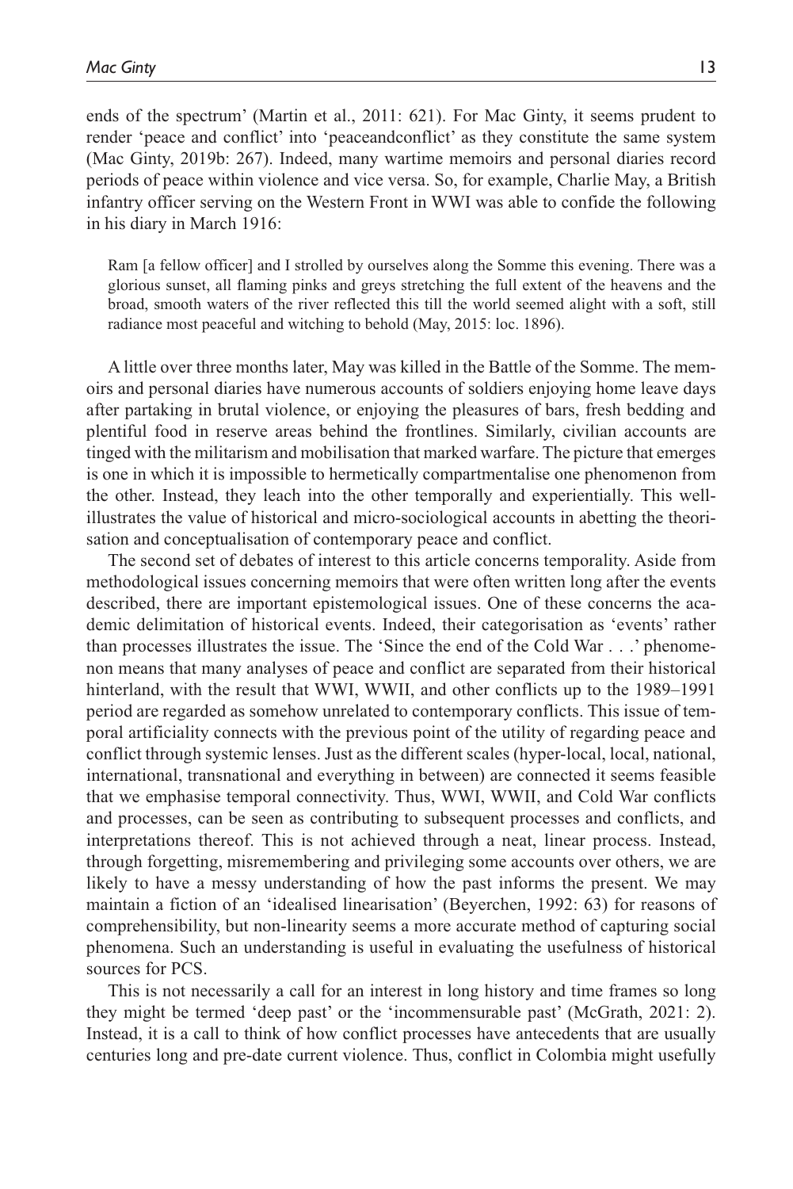ends of the spectrum' (Martin et al., 2011: 621). For Mac Ginty, it seems prudent to render 'peace and conflict' into 'peaceandconflict' as they constitute the same system (Mac Ginty, 2019b: 267). Indeed, many wartime memoirs and personal diaries record periods of peace within violence and vice versa. So, for example, Charlie May, a British infantry officer serving on the Western Front in WWI was able to confide the following in his diary in March 1916:

> Ram [a fellow officer] and I strolled by ourselves along the Somme this evening. There was a glorious sunset, all flaming pinks and greys stretching the full extent of the heavens and the broad, smooth waters of the river reflected this till the world seemed alight with a soft, still radiance most peaceful and witching to behold (May, 2015: loc. 1896).

A little over three months later, May was killed in the Battle of the Somme. The memoirs and personal diaries have numerous accounts of soldiers enjoying home leave days after partaking in brutal violence, or enjoying the pleasures of bars, fresh bedding and plentiful food in reserve areas behind the frontlines. Similarly, civilian accounts are tinged with the militarism and mobilisation that marked warfare. The picture that emerges is one in which it is impossible to hermetically compartmentalise one phenomenon from the other. Instead, they leach into the other temporally and experientially. This well-illustrates the value of historical and micro-sociological accounts in abetting the theorisation and conceptualisation of contemporary peace and conflict.

The second set of debates of interest to this article concerns temporality. Aside from methodological issues concerning memoirs that were often written long after the events described, there are important epistemological issues. One of these concerns the academic delimitation of historical events. Indeed, their categorisation as 'events' rather than processes illustrates the issue. The 'Since the end of the Cold War . . .' phenomenon means that many analyses of peace and conflict are separated from their historical hinterland, with the result that WWI, WWII, and other conflicts up to the 1989–1991 period are regarded as somehow unrelated to contemporary conflicts. This issue of temporal artificiality connects with the previous point of the utility of regarding peace and conflict through systemic lenses. Just as the different scales (hyper-local, local, national, international, transnational and everything in between) are connected it seems feasible that we emphasise temporal connectivity. Thus, WWI, WWII, and Cold War conflicts and processes, can be seen as contributing to subsequent processes and conflicts, and interpretations thereof. This is not achieved through a neat, linear process. Instead, through forgetting, misremembering and privileging some accounts over others, we are likely to have a messy understanding of how the past informs the present. We may maintain a fiction of an 'idealised linearisation' (Beyerchen, 1992: 63) for reasons of comprehensibility, but non-linearity seems a more accurate method of capturing social phenomena. Such an understanding is useful in evaluating the usefulness of historical sources for PCS.

This is not necessarily a call for an interest in long history and time frames so long they might be termed 'deep past' or the 'incommensurable past' (McGrath, 2021: 2). Instead, it is a call to think of how conflict processes have antecedents that are usually centuries long and pre-date current violence. Thus, conflict in Colombia might usefully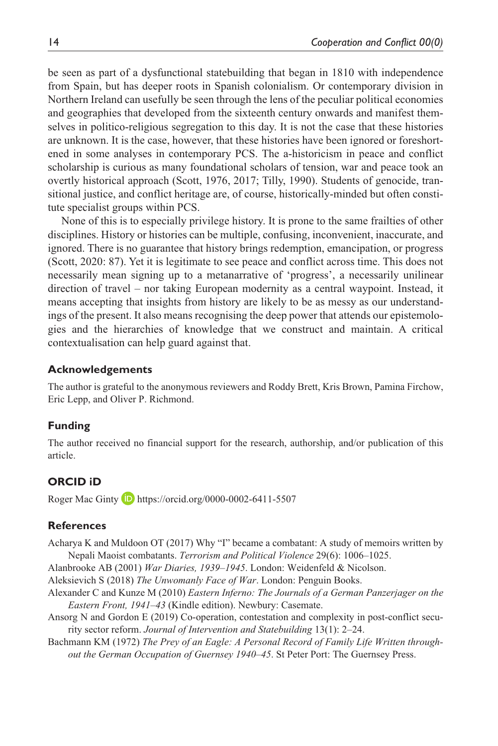be seen as part of a dysfunctional statebuilding that began in 1810 with independence from Spain, but has deeper roots in Spanish colonialism. Or contemporary division in Northern Ireland can usefully be seen through the lens of the peculiar political economies and geographies that developed from the sixteenth century onwards and manifest themselves in politico-religious segregation to this day. It is not the case that these histories are unknown. It is the case, however, that these histories have been ignored or foreshortened in some analyses in contemporary PCS. The a-historicism in peace and conflict scholarship is curious as many foundational scholars of tension, war and peace took an overtly historical approach (Scott, 1976, 2017; Tilly, 1990). Students of genocide, transitional justice, and conflict heritage are, of course, historically-minded but often constitute specialist groups within PCS.

None of this is to especially privilege history. It is prone to the same frailties of other disciplines. History or histories can be multiple, confusing, inconvenient, inaccurate, and ignored. There is no guarantee that history brings redemption, emancipation, or progress (Scott, 2020: 87). Yet it is legitimate to see peace and conflict across time. This does not necessarily mean signing up to a metanarrative of 'progress', a necessarily unilinear direction of travel – nor taking European modernity as a central waypoint. Instead, it means accepting that insights from history are likely to be as messy as our understandings of the present. It also means recognising the deep power that attends our epistemologies and the hierarchies of knowledge that we construct and maintain. A critical contextualisation can help guard against that.

## Acknowledgements

The author is grateful to the anonymous reviewers and Roddy Brett, Kris Brown, Pamina Firchow, Eric Lepp, and Oliver P. Richmond.

## Funding

The author received no financial support for the research, authorship, and/or publication of this article.

## ORCID iD

Roger Mac Ginty https://orcid.org/0000-0002-6411-5507

## References

Acharya K and Muldoon OT (2017) Why "I" became a combatant: A study of memoirs written by Nepali Maoist combatants. *Terrorism and Political Violence* 29(6): 1006–1025.

Alanbrooke AB (2001) *War Diaries, 1939–1945*. London: Weidenfeld & Nicolson.

Aleksievich S (2018) *The Unwomanly Face of War*. London: Penguin Books.

Alexander C and Kunze M (2010) *Eastern Inferno: The Journals of a German Panzerjager on the Eastern Front, 1941–43* (Kindle edition). Newbury: Casemate.

Ansorg N and Gordon E (2019) Co-operation, contestation and complexity in post-conflict security sector reform. *Journal of Intervention and Statebuilding* 13(1): 2–24.

Bachmann KM (1972) *The Prey of an Eagle: A Personal Record of Family Life Written throughout the German Occupation of Guernsey 1940–45*. St Peter Port: The Guernsey Press.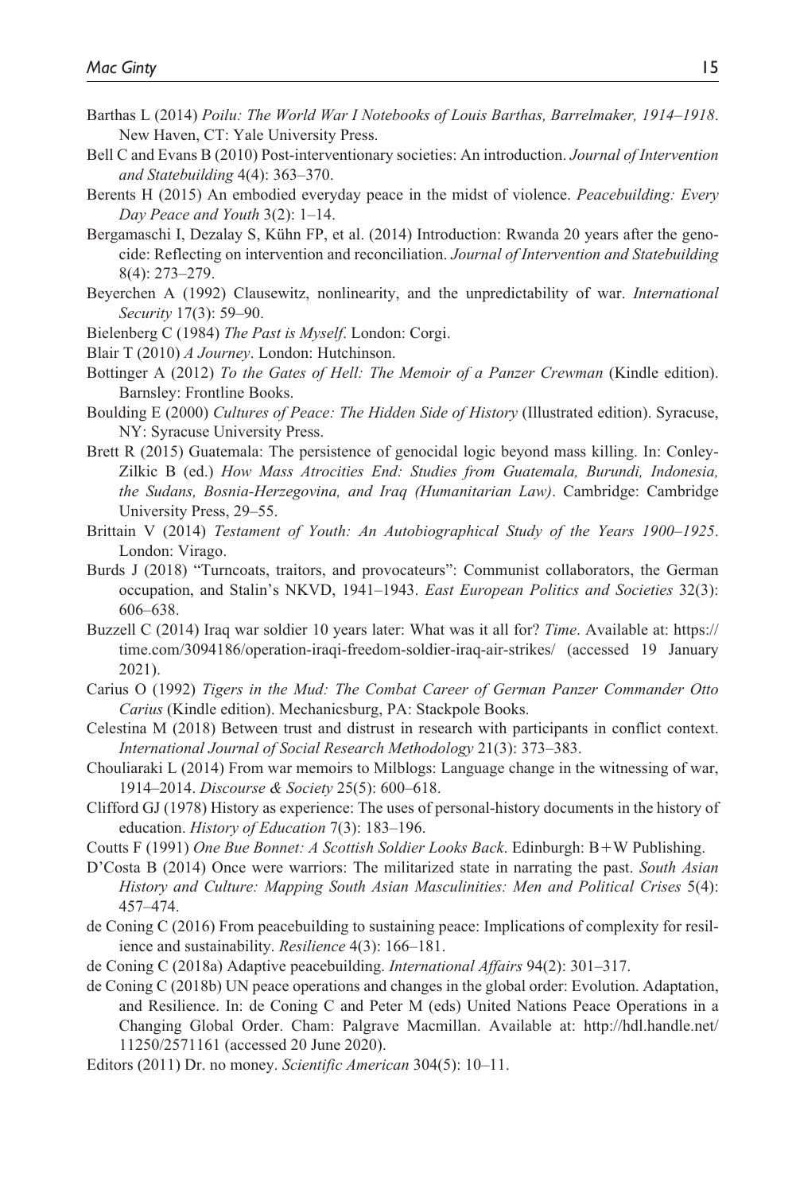Barthas L (2014) *Poilu: The World War I Notebooks of Louis Barthas, Barrelmaker, 1914–1918*. New Haven, CT: Yale University Press.

Bell C and Evans B (2010) Post-interventionary societies: An introduction. *Journal of Intervention and Statebuilding* 4(4): 363–370.

Berents H (2015) An embodied everyday peace in the midst of violence. *Peacebuilding: Every Day Peace and Youth* 3(2): 1–14.

Bergamaschi I, Dezalay S, Kühn FP, et al. (2014) Introduction: Rwanda 20 years after the genocide: Reflecting on intervention and reconciliation. *Journal of Intervention and Statebuilding* 8(4): 273–279.

Beyerchen A (1992) Clausewitz, nonlinearity, and the unpredictability of war. *International Security* 17(3): 59–90.

Bielenberg C (1984) *The Past is Myself*. London: Corgi.

Blair T (2010) *A Journey*. London: Hutchinson.

Bottinger A (2012) *To the Gates of Hell: The Memoir of a Panzer Crewman* (Kindle edition). Barnsley: Frontline Books.

Boulding E (2000) *Cultures of Peace: The Hidden Side of History* (Illustrated edition). Syracuse, NY: Syracuse University Press.

Brett R (2015) Guatemala: The persistence of genocidal logic beyond mass killing. In: Conley-Zilkic B (ed.) *How Mass Atrocities End: Studies from Guatemala, Burundi, Indonesia, the Sudans, Bosnia-Herzegovina, and Iraq (Humanitarian Law)*. Cambridge: Cambridge University Press, 29–55.

Brittain V (2014) *Testament of Youth: An Autobiographical Study of the Years 1900–1925*. London: Virago.

Burds J (2018) "Turncoats, traitors, and provocateurs": Communist collaborators, the German occupation, and Stalin's NKVD, 1941–1943. *East European Politics and Societies* 32(3): 606–638.

Buzzell C (2014) Iraq war soldier 10 years later: What was it all for? *Time*. Available at: https://time.com/3094186/operation-iraqi-freedom-soldier-iraq-air-strikes/ (accessed 19 January 2021).

Carius O (1992) *Tigers in the Mud: The Combat Career of German Panzer Commander Otto Carius* (Kindle edition). Mechanicsburg, PA: Stackpole Books.

Celestina M (2018) Between trust and distrust in research with participants in conflict context. *International Journal of Social Research Methodology* 21(3): 373–383.

Chouliaraki L (2014) From war memoirs to Milblogs: Language change in the witnessing of war, 1914–2014. *Discourse & Society* 25(5): 600–618.

Clifford GJ (1978) History as experience: The uses of personal-history documents in the history of education. *History of Education* 7(3): 183–196.

Coutts F (1991) *One Bue Bonnet: A Scottish Soldier Looks Back*. Edinburgh: B+W Publishing.

D'Costa B (2014) Once were warriors: The militarized state in narrating the past. *South Asian History and Culture: Mapping South Asian Masculinities: Men and Political Crises* 5(4): 457–474.

de Coning C (2016) From peacebuilding to sustaining peace: Implications of complexity for resilience and sustainability. *Resilience* 4(3): 166–181.

de Coning C (2018a) Adaptive peacebuilding. *International Affairs* 94(2): 301–317.

de Coning C (2018b) UN peace operations and changes in the global order: Evolution. Adaptation, and Resilience. In: de Coning C and Peter M (eds) United Nations Peace Operations in a Changing Global Order. Cham: Palgrave Macmillan. Available at: http://hdl.handle.net/11250/2571161 (accessed 20 June 2020).

Editors (2011) Dr. no money. *Scientific American* 304(5): 10–11.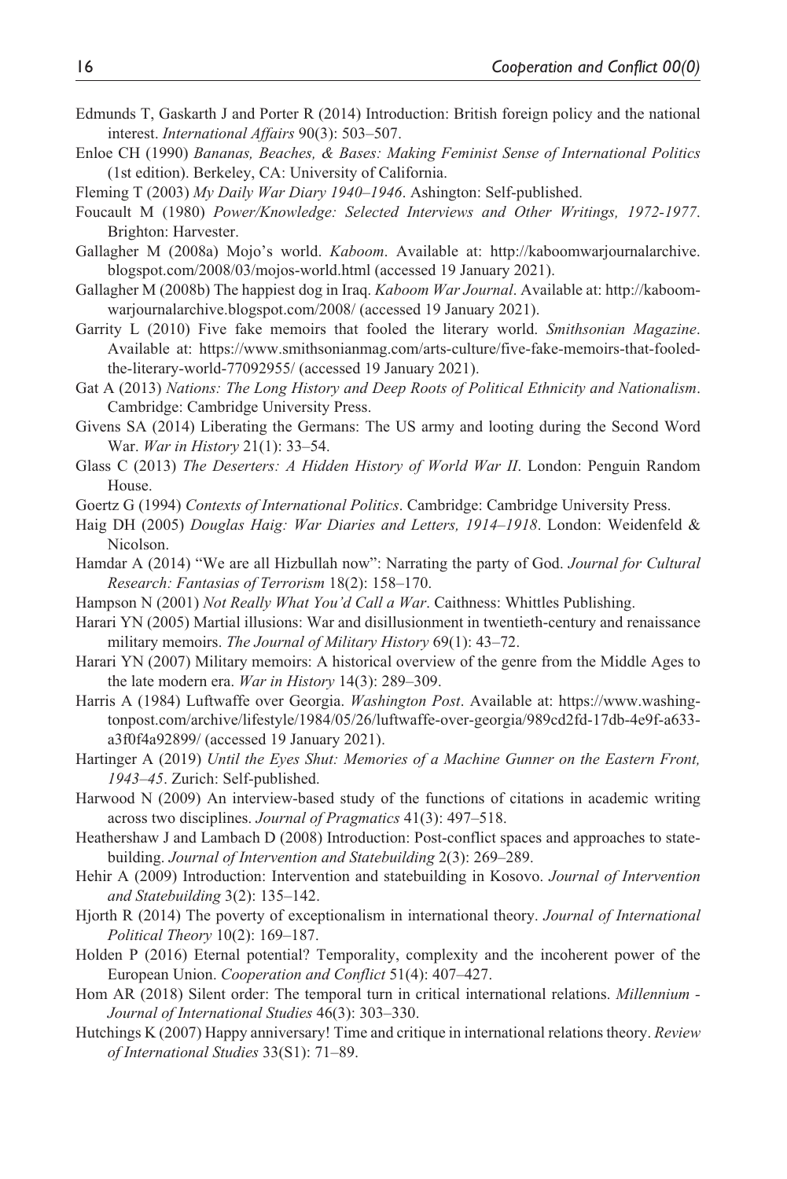Edmunds T, Gaskarth J and Porter R (2014) Introduction: British foreign policy and the national interest. *International Affairs* 90(3): 503–507.

Enloe CH (1990) *Bananas, Beaches, & Bases: Making Feminist Sense of International Politics* (1st edition). Berkeley, CA: University of California.

Fleming T (2003) *My Daily War Diary 1940–1946*. Ashington: Self-published.

Foucault M (1980) *Power/Knowledge: Selected Interviews and Other Writings, 1972-1977*. Brighton: Harvester.

Gallagher M (2008a) Mojo's world. *Kaboom*. Available at: http://kaboomwarjournalarchive.blogspot.com/2008/03/mojos-world.html (accessed 19 January 2021).

Gallagher M (2008b) The happiest dog in Iraq. *Kaboom War Journal*. Available at: http://kaboomwarjournalarchive.blogspot.com/2008/ (accessed 19 January 2021).

Garrity L (2010) Five fake memoirs that fooled the literary world. *Smithsonian Magazine*. Available at: https://www.smithsonianmag.com/arts-culture/five-fake-memoirs-that-fooled-the-literary-world-77092955/ (accessed 19 January 2021).

Gat A (2013) *Nations: The Long History and Deep Roots of Political Ethnicity and Nationalism*. Cambridge: Cambridge University Press.

Givens SA (2014) Liberating the Germans: The US army and looting during the Second Word War. *War in History* 21(1): 33–54.

Glass C (2013) *The Deserters: A Hidden History of World War II*. London: Penguin Random House.

Goertz G (1994) *Contexts of International Politics*. Cambridge: Cambridge University Press.

Haig DH (2005) *Douglas Haig: War Diaries and Letters, 1914–1918*. London: Weidenfeld & Nicolson.

Hamdar A (2014) "We are all Hizbullah now": Narrating the party of God. *Journal for Cultural Research: Fantasias of Terrorism* 18(2): 158–170.

Hampson N (2001) *Not Really What You'd Call a War*. Caithness: Whittles Publishing.

Harari YN (2005) Martial illusions: War and disillusionment in twentieth-century and renaissance military memoirs. *The Journal of Military History* 69(1): 43–72.

Harari YN (2007) Military memoirs: A historical overview of the genre from the Middle Ages to the late modern era. *War in History* 14(3): 289–309.

Harris A (1984) Luftwaffe over Georgia. *Washington Post*. Available at: https://www.washingtonpost.com/archive/lifestyle/1984/05/26/luftwaffe-over-georgia/989cd2fd-17db-4e9f-a633-a3f0f4a92899/ (accessed 19 January 2021).

Hartinger A (2019) *Until the Eyes Shut: Memories of a Machine Gunner on the Eastern Front, 1943–45*. Zurich: Self-published.

Harwood N (2009) An interview-based study of the functions of citations in academic writing across two disciplines. *Journal of Pragmatics* 41(3): 497–518.

Heathershaw J and Lambach D (2008) Introduction: Post-conflict spaces and approaches to statebuilding. *Journal of Intervention and Statebuilding* 2(3): 269–289.

Hehir A (2009) Introduction: Intervention and statebuilding in Kosovo. *Journal of Intervention and Statebuilding* 3(2): 135–142.

Hjorth R (2014) The poverty of exceptionalism in international theory. *Journal of International Political Theory* 10(2): 169–187.

Holden P (2016) Eternal potential? Temporality, complexity and the incoherent power of the European Union. *Cooperation and Conflict* 51(4): 407–427.

Hom AR (2018) Silent order: The temporal turn in critical international relations. *Millennium - Journal of International Studies* 46(3): 303–330.

Hutchings K (2007) Happy anniversary! Time and critique in international relations theory. *Review of International Studies* 33(S1): 71–89.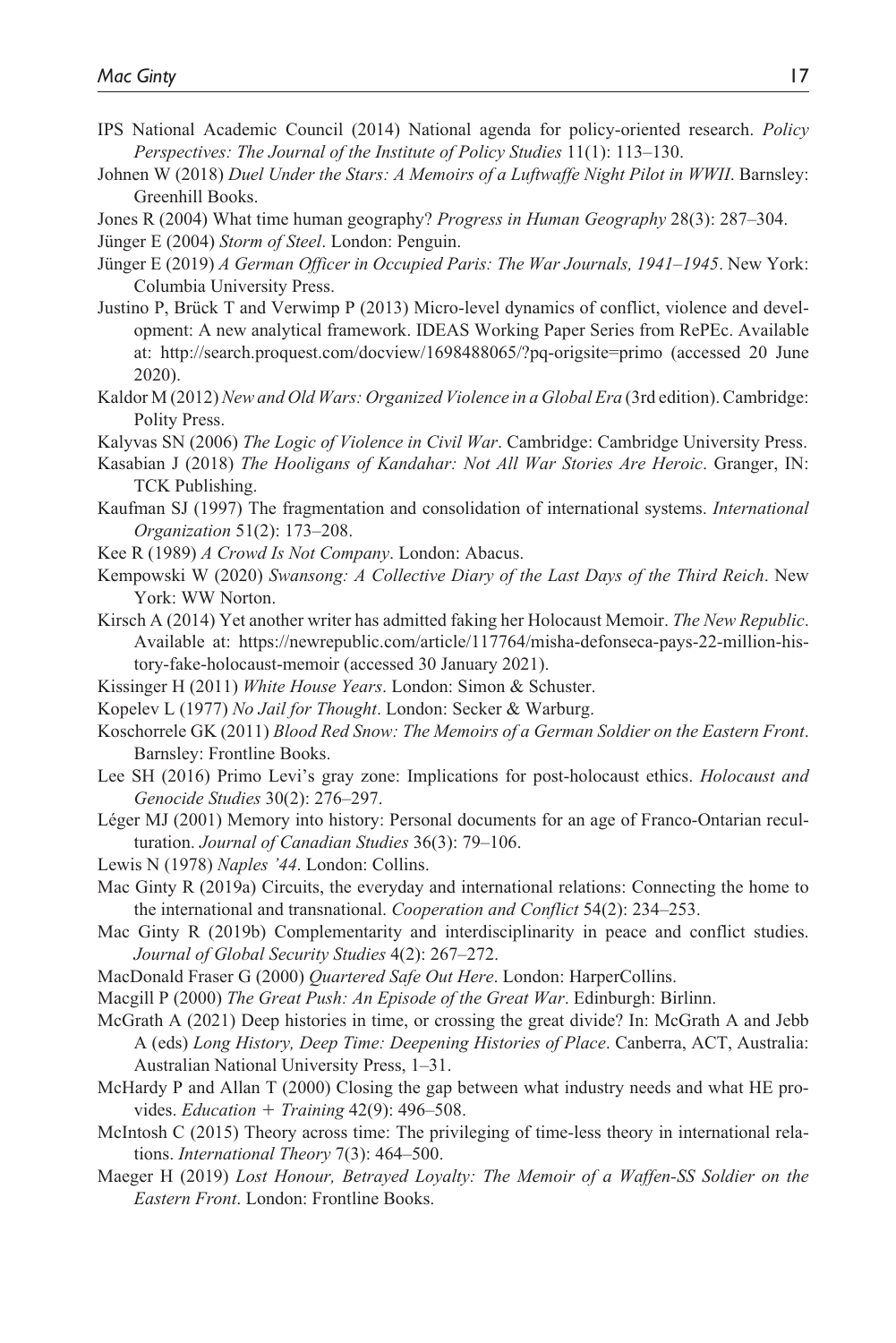IPS National Academic Council (2014) National agenda for policy-oriented research. *Policy Perspectives: The Journal of the Institute of Policy Studies* 11(1): 113–130.

Johnen W (2018) *Duel Under the Stars: A Memoirs of a Luftwaffe Night Pilot in WWII*. Barnsley: Greenhill Books.

Jones R (2004) What time human geography? *Progress in Human Geography* 28(3): 287–304.

Jünger E (2004) *Storm of Steel*. London: Penguin.

Jünger E (2019) *A German Officer in Occupied Paris: The War Journals, 1941–1945*. New York: Columbia University Press.

Justino P, Brück T and Verwimp P (2013) Micro-level dynamics of conflict, violence and development: A new analytical framework. IDEAS Working Paper Series from RePEc. Available at: http://search.proquest.com/docview/1698488065/?pq-origsite=primo (accessed 20 June 2020).

Kaldor M (2012) *New and Old Wars: Organized Violence in a Global Era* (3rd edition). Cambridge: Polity Press.

Kalyvas SN (2006) *The Logic of Violence in Civil War*. Cambridge: Cambridge University Press.

Kasabian J (2018) *The Hooligans of Kandahar: Not All War Stories Are Heroic*. Granger, IN: TCK Publishing.

Kaufman SJ (1997) The fragmentation and consolidation of international systems. *International Organization* 51(2): 173–208.

Kee R (1989) *A Crowd Is Not Company*. London: Abacus.

Kempowski W (2020) *Swansong: A Collective Diary of the Last Days of the Third Reich*. New York: WW Norton.

Kirsch A (2014) Yet another writer has admitted faking her Holocaust Memoir. *The New Republic*. Available at: https://newrepublic.com/article/117764/misha-defonseca-pays-22-million-history-fake-holocaust-memoir (accessed 30 January 2021).

Kissinger H (2011) *White House Years*. London: Simon & Schuster.

Kopelev L (1977) *No Jail for Thought*. London: Secker & Warburg.

Koschorrele GK (2011) *Blood Red Snow: The Memoirs of a German Soldier on the Eastern Front*. Barnsley: Frontline Books.

Lee SH (2016) Primo Levi's gray zone: Implications for post-holocaust ethics. *Holocaust and Genocide Studies* 30(2): 276–297.

Léger MJ (2001) Memory into history: Personal documents for an age of Franco-Ontarian reculturation. *Journal of Canadian Studies* 36(3): 79–106.

Lewis N (1978) *Naples '44*. London: Collins.

Mac Ginty R (2019a) Circuits, the everyday and international relations: Connecting the home to the international and transnational. *Cooperation and Conflict* 54(2): 234–253.

Mac Ginty R (2019b) Complementarity and interdisciplinarity in peace and conflict studies. *Journal of Global Security Studies* 4(2): 267–272.

MacDonald Fraser G (2000) *Quartered Safe Out Here*. London: HarperCollins.

Macgill P (2000) *The Great Push: An Episode of the Great War*. Edinburgh: Birlinn.

McGrath A (2021) Deep histories in time, or crossing the great divide? In: McGrath A and Jebb A (eds) *Long History, Deep Time: Deepening Histories of Place*. Canberra, ACT, Australia: Australian National University Press, 1–31.

McHardy P and Allan T (2000) Closing the gap between what industry needs and what HE provides. *Education + Training* 42(9): 496–508.

McIntosh C (2015) Theory across time: The privileging of time-less theory in international relations. *International Theory* 7(3): 464–500.

Maeger H (2019) *Lost Honour, Betrayed Loyalty: The Memoir of a Waffen-SS Soldier on the Eastern Front*. London: Frontline Books.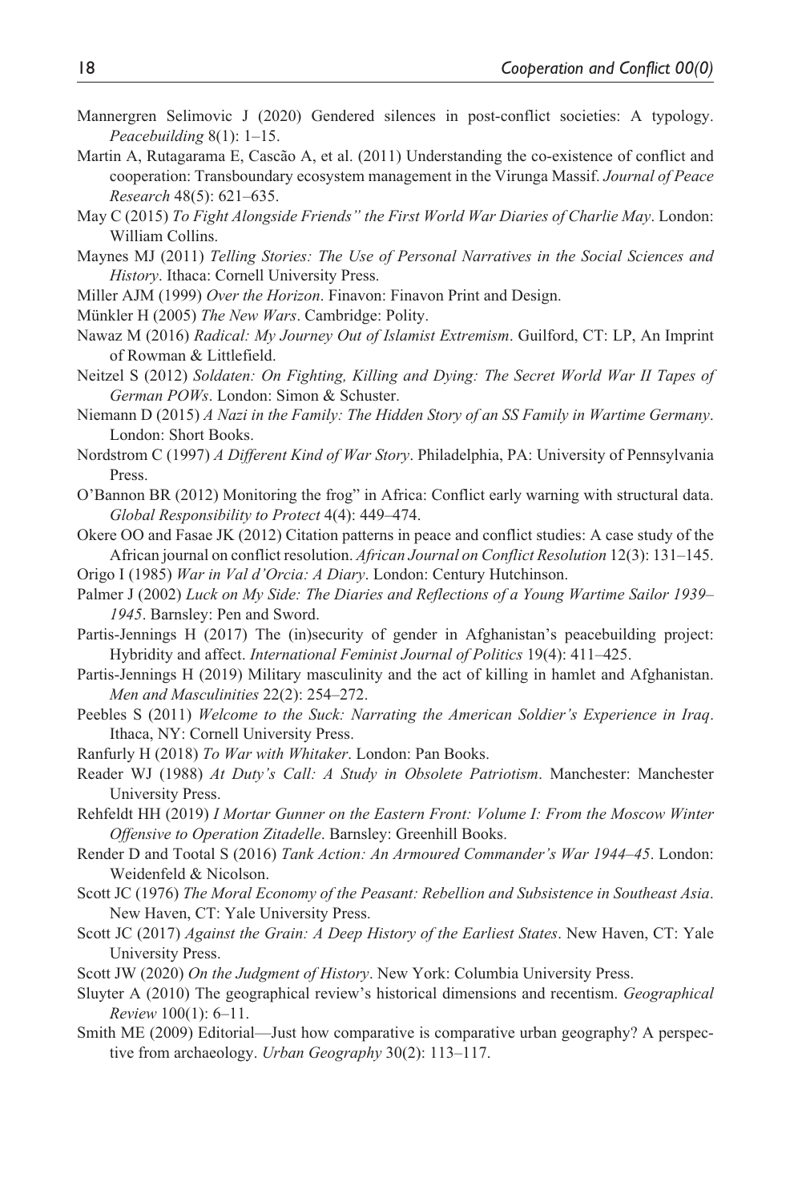Mannergren Selimovic J (2020) Gendered silences in post-conflict societies: A typology. *Peacebuilding* 8(1): 1–15.

Martin A, Rutagarama E, Cascão A, et al. (2011) Understanding the co-existence of conflict and cooperation: Transboundary ecosystem management in the Virunga Massif. *Journal of Peace Research* 48(5): 621–635.

May C (2015) *To Fight Alongside Friends" the First World War Diaries of Charlie May*. London: William Collins.

Maynes MJ (2011) *Telling Stories: The Use of Personal Narratives in the Social Sciences and History*. Ithaca: Cornell University Press.

Miller AJM (1999) *Over the Horizon*. Finavon: Finavon Print and Design.

Münkler H (2005) *The New Wars*. Cambridge: Polity.

Nawaz M (2016) *Radical: My Journey Out of Islamist Extremism*. Guilford, CT: LP, An Imprint of Rowman & Littlefield.

Neitzel S (2012) *Soldaten: On Fighting, Killing and Dying: The Secret World War II Tapes of German POWs*. London: Simon & Schuster.

Niemann D (2015) *A Nazi in the Family: The Hidden Story of an SS Family in Wartime Germany*. London: Short Books.

Nordstrom C (1997) *A Different Kind of War Story*. Philadelphia, PA: University of Pennsylvania Press.

O'Bannon BR (2012) Monitoring the frog" in Africa: Conflict early warning with structural data. *Global Responsibility to Protect* 4(4): 449–474.

Okere OO and Fasae JK (2012) Citation patterns in peace and conflict studies: A case study of the African journal on conflict resolution. *African Journal on Conflict Resolution* 12(3): 131–145.

Origo I (1985) *War in Val d'Orcia: A Diary*. London: Century Hutchinson.

Palmer J (2002) *Luck on My Side: The Diaries and Reflections of a Young Wartime Sailor 1939–1945*. Barnsley: Pen and Sword.

Partis-Jennings H (2017) The (in)security of gender in Afghanistan's peacebuilding project: Hybridity and affect. *International Feminist Journal of Politics* 19(4): 411–425.

Partis-Jennings H (2019) Military masculinity and the act of killing in hamlet and Afghanistan. *Men and Masculinities* 22(2): 254–272.

Peebles S (2011) *Welcome to the Suck: Narrating the American Soldier's Experience in Iraq*. Ithaca, NY: Cornell University Press.

Ranfurly H (2018) *To War with Whitaker*. London: Pan Books.

Reader WJ (1988) *At Duty's Call: A Study in Obsolete Patriotism*. Manchester: Manchester University Press.

Rehfeldt HH (2019) *I Mortar Gunner on the Eastern Front: Volume I: From the Moscow Winter Offensive to Operation Zitadelle*. Barnsley: Greenhill Books.

Render D and Tootal S (2016) *Tank Action: An Armoured Commander's War 1944–45*. London: Weidenfeld & Nicolson.

Scott JC (1976) *The Moral Economy of the Peasant: Rebellion and Subsistence in Southeast Asia*. New Haven, CT: Yale University Press.

Scott JC (2017) *Against the Grain: A Deep History of the Earliest States*. New Haven, CT: Yale University Press.

Scott JW (2020) *On the Judgment of History*. New York: Columbia University Press.

Sluyter A (2010) The geographical review's historical dimensions and recentism. *Geographical Review* 100(1): 6–11.

Smith ME (2009) Editorial—Just how comparative is comparative urban geography? A perspective from archaeology. *Urban Geography* 30(2): 113–117.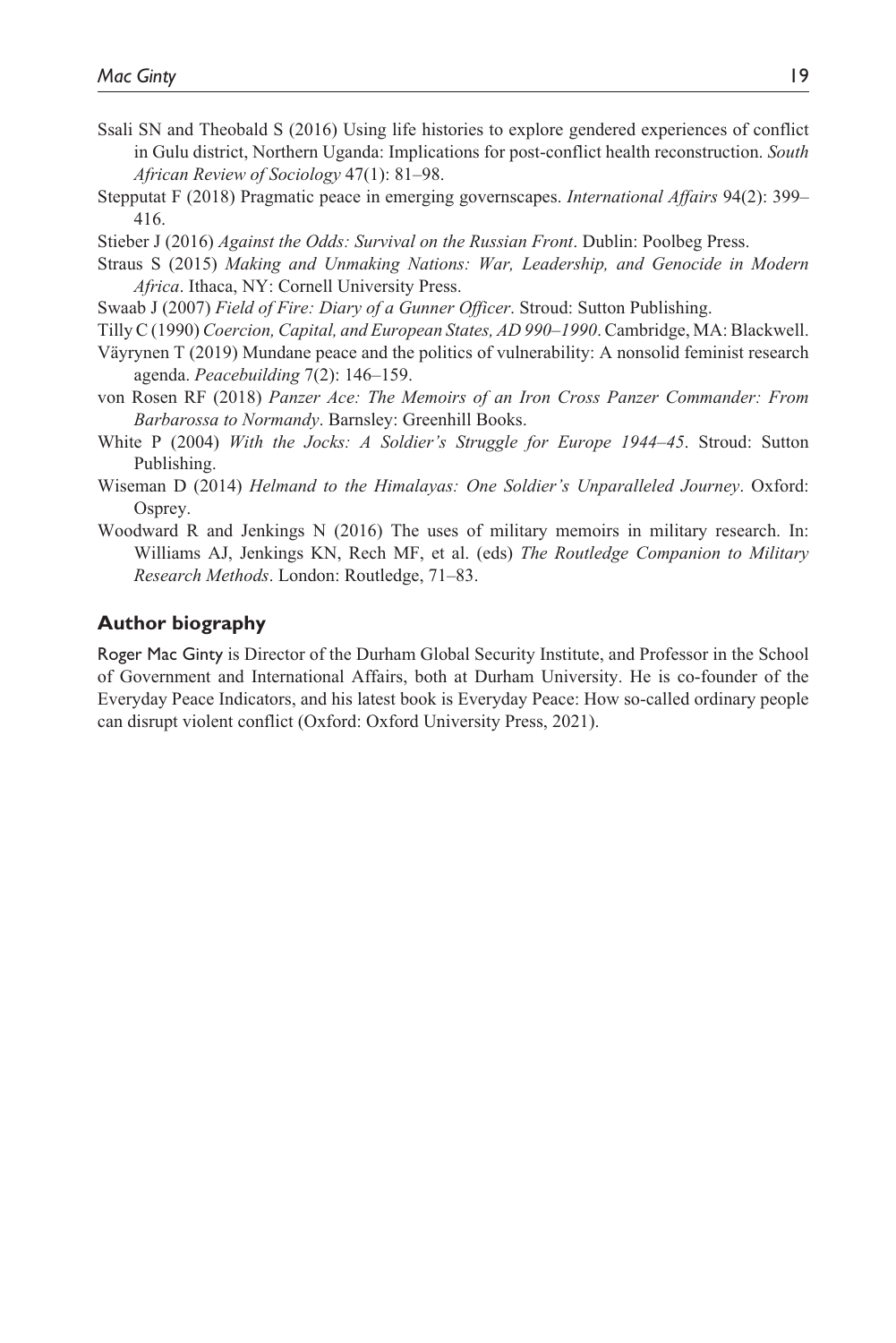Ssali SN and Theobald S (2016) Using life histories to explore gendered experiences of conflict in Gulu district, Northern Uganda: Implications for post-conflict health reconstruction. *South African Review of Sociology* 47(1): 81–98.

Stepputat F (2018) Pragmatic peace in emerging governscapes. *International Affairs* 94(2): 399–416.

Stieber J (2016) *Against the Odds: Survival on the Russian Front*. Dublin: Poolbeg Press.

Straus S (2015) *Making and Unmaking Nations: War, Leadership, and Genocide in Modern Africa*. Ithaca, NY: Cornell University Press.

Swaab J (2007) *Field of Fire: Diary of a Gunner Officer*. Stroud: Sutton Publishing.

Tilly C (1990) *Coercion, Capital, and European States, AD 990–1990*. Cambridge, MA: Blackwell.

Väyrynen T (2019) Mundane peace and the politics of vulnerability: A nonsolid feminist research agenda. *Peacebuilding* 7(2): 146–159.

von Rosen RF (2018) *Panzer Ace: The Memoirs of an Iron Cross Panzer Commander: From Barbarossa to Normandy*. Barnsley: Greenhill Books.

White P (2004) *With the Jocks: A Soldier's Struggle for Europe 1944–45*. Stroud: Sutton Publishing.

Wiseman D (2014) *Helmand to the Himalayas: One Soldier's Unparalleled Journey*. Oxford: Osprey.

Woodward R and Jenkings N (2016) The uses of military memoirs in military research. In: Williams AJ, Jenkings KN, Rech MF, et al. (eds) *The Routledge Companion to Military Research Methods*. London: Routledge, 71–83.

## Author biography

Roger Mac Ginty is Director of the Durham Global Security Institute, and Professor in the School of Government and International Affairs, both at Durham University. He is co-founder of the Everyday Peace Indicators, and his latest book is Everyday Peace: How so-called ordinary people can disrupt violent conflict (Oxford: Oxford University Press, 2021).